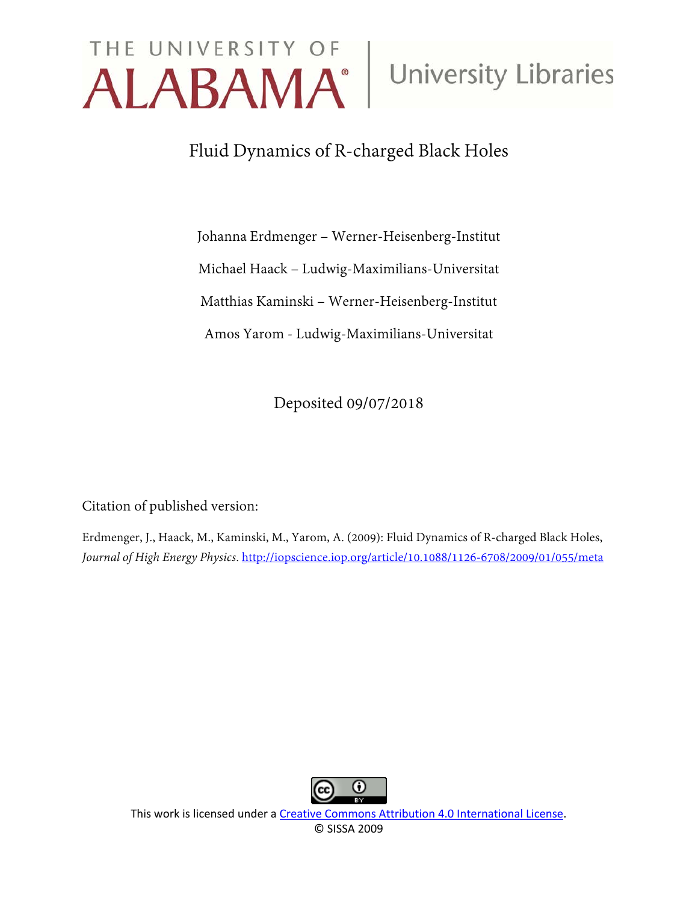THE UNIVERSITY OF ALABAMA | University Libraries

# Fluid Dynamics of R-charged Black Holes

Johanna Erdmenger – Werner-Heisenberg-Institut

Michael Haack – Ludwig-Maximilians-Universitat

Matthias Kaminski – Werner-Heisenberg-Institut

Amos Yarom - Ludwig-Maximilians-Universitat

Deposited 09/07/2018

Citation of published version:

Erdmenger, J., Haack, M., Kaminski, M., Yarom, A. (2009): Fluid Dynamics of R-charged Black Holes, *Journal of High Energy Physics*. http://iopscience.iop.org/article/10.1088/1126-6708/2009/01/055/meta

This work is licensed under a Creative Commons Attribution 4.0 International License.
© SISSA 2009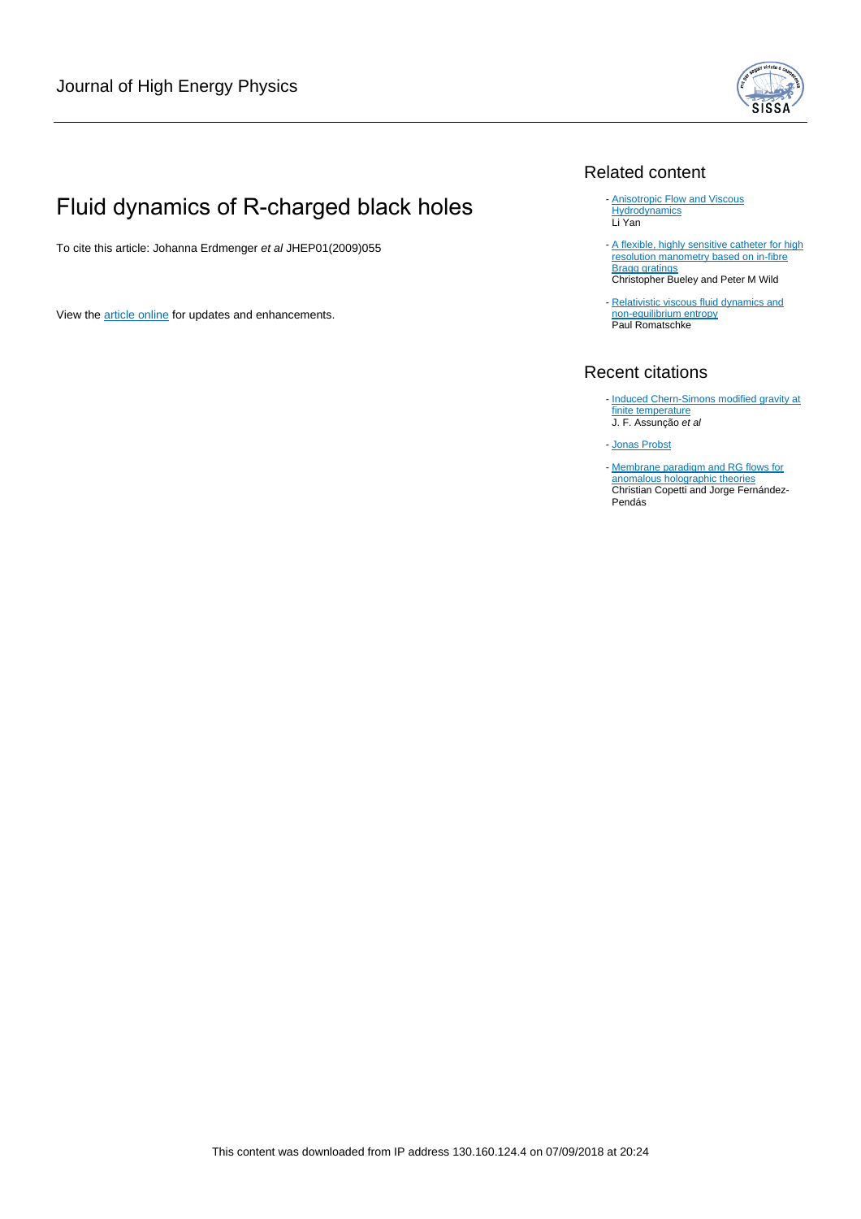Journal of High Energy Physics

# Fluid dynamics of R-charged black holes

To cite this article: Johanna Erdmenger *et al* JHEP01(2009)055

View the article online for updates and enhancements.

## Related content

- Anisotropic Flow and Viscous Hydrodynamics
  Li Yan
- A flexible, highly sensitive catheter for high resolution manometry based on in-fibre Bragg gratings
  Christopher Bueley and Peter M Wild
- Relativistic viscous fluid dynamics and non-equilibrium entropy
  Paul Romatschke

## Recent citations

- Induced Chern-Simons modified gravity at finite temperature
  J. F. Assunção *et al*
- Jonas Probst
- Membrane paradigm and RG flows for anomalous holographic theories
  Christian Copetti and Jorge Fernández-Pendás

This content was downloaded from IP address 130.160.124.4 on 07/09/2018 at 20:24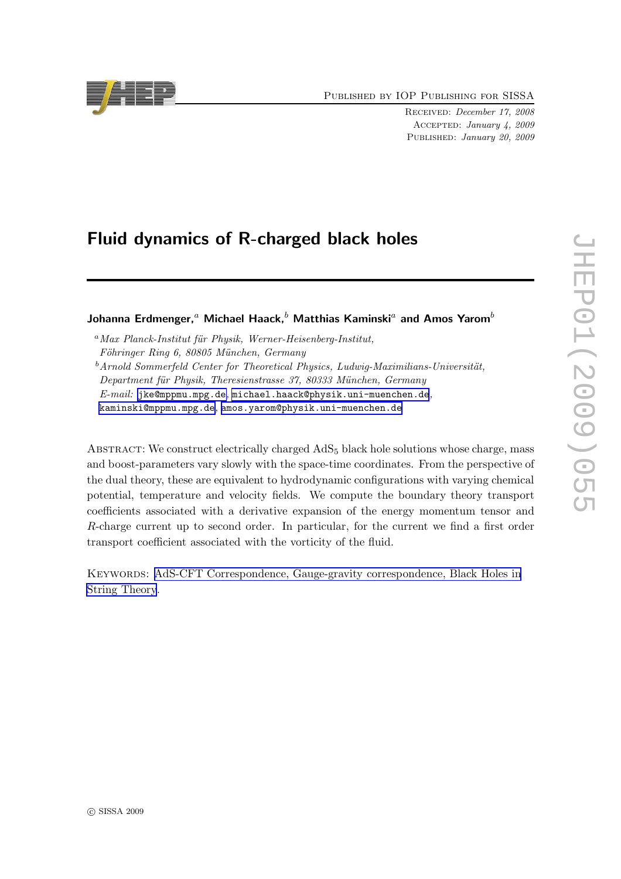# Fluid dynamics of R-charged black holes

**Johanna Erdmenger,**[a] **Michael Haack,**[b] **Matthias Kaminski**[a] **and Amos Yarom**[b]

[a]*Max Planck-Institut für Physik, Werner-Heisenberg-Institut, Föhringer Ring 6, 80805 München, Germany*

[b]*Arnold Sommerfeld Center for Theoretical Physics, Ludwig-Maximilians-Universität, Department für Physik, Theresienstrasse 37, 80333 München, Germany*

*E-mail:* jke@mppmu.mpg.de, michael.haack@physik.uni-muenchen.de, kaminski@mppmu.mpg.de, amos.yarom@physik.uni-muenchen.de

Abstract: We construct electrically charged $AdS_5$ black hole solutions whose charge, mass and boost-parameters vary slowly with the space-time coordinates. From the perspective of the dual theory, these are equivalent to hydrodynamic configurations with varying chemical potential, temperature and velocity fields. We compute the boundary theory transport coefficients associated with a derivative expansion of the energy momentum tensor and $R$-charge current up to second order. In particular, for the current we find a first order transport coefficient associated with the vorticity of the fluid.

Keywords: AdS-CFT Correspondence, Gauge-gravity correspondence, Black Holes in String Theory.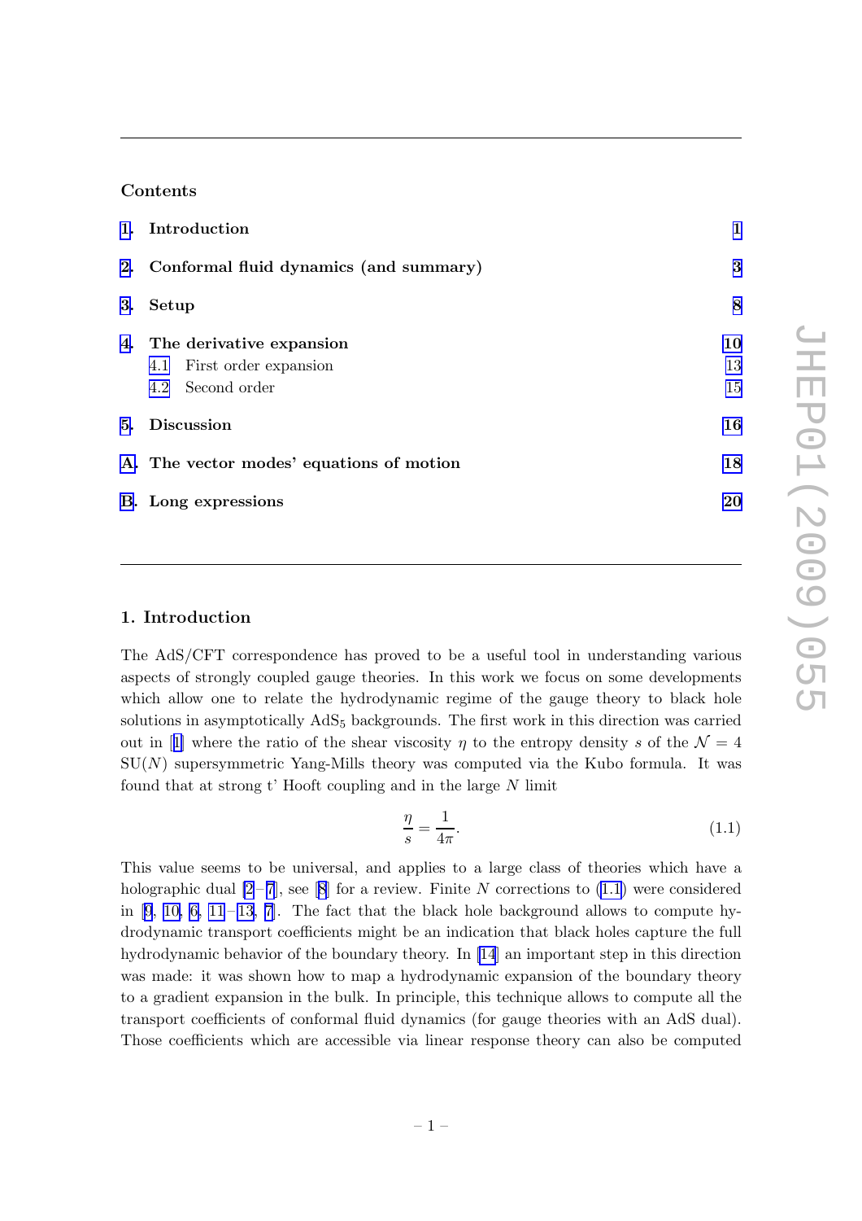## Contents

1. Introduction — 1
2. Conformal fluid dynamics (and summary) — 3
3. Setup — 8
4. The derivative expansion — 10
   - 4.1 First order expansion — 13
   - 4.2 Second order — 15
5. Discussion — 16
A. The vector modes' equations of motion — 18
B. Long expressions — 20

## 1. Introduction

The AdS/CFT correspondence has proved to be a useful tool in understanding various aspects of strongly coupled gauge theories. In this work we focus on some developments which allow one to relate the hydrodynamic regime of the gauge theory to black hole solutions in asymptotically $\mathrm{AdS}_5$ backgrounds. The first work in this direction was carried out in [1] where the ratio of the shear viscosity $\eta$ to the entropy density $s$ of the $\mathcal{N} = 4$ SU($N$) supersymmetric Yang-Mills theory was computed via the Kubo formula. It was found that at strong t' Hooft coupling and in the large $N$ limit

$$\frac{\eta}{s} = \frac{1}{4\pi}. \tag{1.1}$$

This value seems to be universal, and applies to a large class of theories which have a holographic dual [2–7], see [8] for a review. Finite $N$ corrections to (1.1) were considered in [9, 10, 6, 11–13, 7]. The fact that the black hole background allows to compute hydrodynamic transport coefficients might be an indication that black holes capture the full hydrodynamic behavior of the boundary theory. In [14] an important step in this direction was made: it was shown how to map a hydrodynamic expansion of the boundary theory to a gradient expansion in the bulk. In principle, this technique allows to compute all the transport coefficients of conformal fluid dynamics (for gauge theories with an AdS dual). Those coefficients which are accessible via linear response theory can also be computed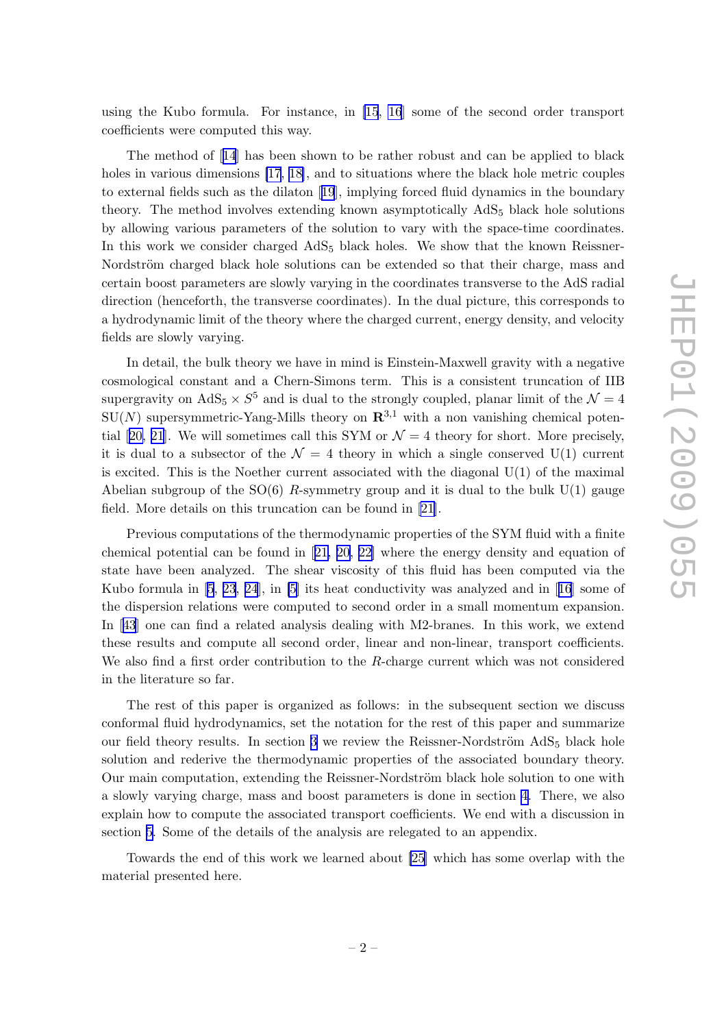using the Kubo formula. For instance, in [15, 16] some of the second order transport coefficients were computed this way.

The method of [14] has been shown to be rather robust and can be applied to black holes in various dimensions [17, 18], and to situations where the black hole metric couples to external fields such as the dilaton [19], implying forced fluid dynamics in the boundary theory. The method involves extending known asymptotically $AdS_5$ black hole solutions by allowing various parameters of the solution to vary with the space-time coordinates. In this work we consider charged $AdS_5$ black holes. We show that the known Reissner-Nordström charged black hole solutions can be extended so that their charge, mass and certain boost parameters are slowly varying in the coordinates transverse to the AdS radial direction (henceforth, the transverse coordinates). In the dual picture, this corresponds to a hydrodynamic limit of the theory where the charged current, energy density, and velocity fields are slowly varying.

In detail, the bulk theory we have in mind is Einstein-Maxwell gravity with a negative cosmological constant and a Chern-Simons term. This is a consistent truncation of IIB supergravity on $AdS_5 \times S^5$ and is dual to the strongly coupled, planar limit of the $\mathcal{N} = 4$ $SU(N)$ supersymmetric-Yang-Mills theory on $\mathbf{R}^{3,1}$ with a non vanishing chemical potential [20, 21]. We will sometimes call this SYM or $\mathcal{N} = 4$ theory for short. More precisely, it is dual to a subsector of the $\mathcal{N} = 4$ theory in which a single conserved $U(1)$ current is excited. This is the Noether current associated with the diagonal $U(1)$ of the maximal Abelian subgroup of the $SO(6)$ $R$-symmetry group and it is dual to the bulk $U(1)$ gauge field. More details on this truncation can be found in [21].

Previous computations of the thermodynamic properties of the SYM fluid with a finite chemical potential can be found in [21, 20, 22] where the energy density and equation of state have been analyzed. The shear viscosity of this fluid has been computed via the Kubo formula in [5, 23, 24], in [5] its heat conductivity was analyzed and in [16] some of the dispersion relations were computed to second order in a small momentum expansion. In [43] one can find a related analysis dealing with M2-branes. In this work, we extend these results and compute all second order, linear and non-linear, transport coefficients. We also find a first order contribution to the $R$-charge current which was not considered in the literature so far.

The rest of this paper is organized as follows: in the subsequent section we discuss conformal fluid hydrodynamics, set the notation for the rest of this paper and summarize our field theory results. In section 3 we review the Reissner-Nordström $AdS_5$ black hole solution and rederive the thermodynamic properties of the associated boundary theory. Our main computation, extending the Reissner-Nordström black hole solution to one with a slowly varying charge, mass and boost parameters is done in section 4. There, we also explain how to compute the associated transport coefficients. We end with a discussion in section 5. Some of the details of the analysis are relegated to an appendix.

Towards the end of this work we learned about [25] which has some overlap with the material presented here.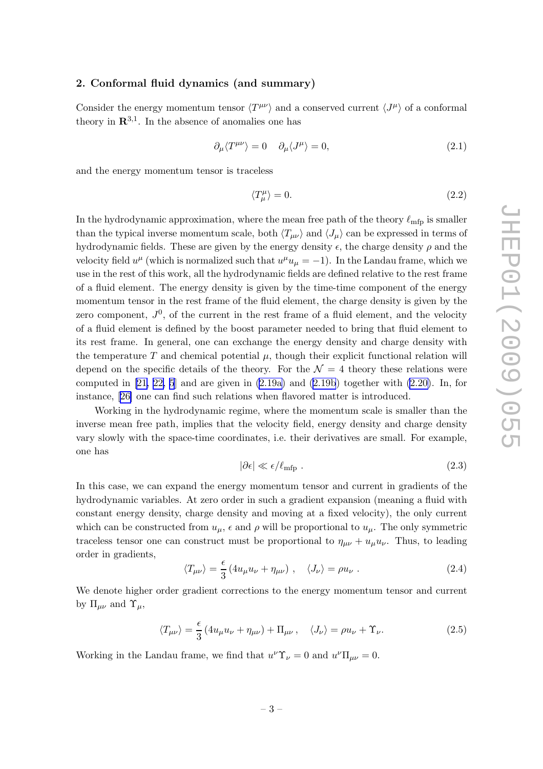## 2. Conformal fluid dynamics (and summary)

Consider the energy momentum tensor $\langle T^{\mu\nu} \rangle$ and a conserved current $\langle J^\mu \rangle$ of a conformal theory in $\mathbf{R}^{3,1}$. In the absence of anomalies one has

$$\partial_\mu \langle T^{\mu\nu} \rangle = 0 \quad \partial_\mu \langle J^\mu \rangle = 0, \tag{2.1}$$

and the energy momentum tensor is traceless

$$\langle T^\mu_\mu \rangle = 0. \tag{2.2}$$

In the hydrodynamic approximation, where the mean free path of the theory $\ell_{\text{mfp}}$ is smaller than the typical inverse momentum scale, both $\langle T_{\mu\nu} \rangle$ and $\langle J_\mu \rangle$ can be expressed in terms of hydrodynamic fields. These are given by the energy density $\epsilon$, the charge density $\rho$ and the velocity field $u^\mu$ (which is normalized such that $u^\mu u_\mu = -1$). In the Landau frame, which we use in the rest of this work, all the hydrodynamic fields are defined relative to the rest frame of a fluid element. The energy density is given by the time-time component of the energy momentum tensor in the rest frame of the fluid element, the charge density is given by the zero component, $J^0$, of the current in the rest frame of a fluid element, and the velocity of a fluid element is defined by the boost parameter needed to bring that fluid element to its rest frame. In general, one can exchange the energy density and charge density with the temperature $T$ and chemical potential $\mu$, though their explicit functional relation will depend on the specific details of the theory. For the $\mathcal{N} = 4$ theory these relations were computed in [21, 22, 5] and are given in (2.19a) and (2.19b) together with (2.20). In, for instance, [26] one can find such relations when flavored matter is introduced.

Working in the hydrodynamic regime, where the momentum scale is smaller than the inverse mean free path, implies that the velocity field, energy density and charge density vary slowly with the space-time coordinates, i.e. their derivatives are small. For example, one has

$$|\partial \epsilon| \ll \epsilon / \ell_{\text{mfp}} \, . \tag{2.3}$$

In this case, we can expand the energy momentum tensor and current in gradients of the hydrodynamic variables. At zero order in such a gradient expansion (meaning a fluid with constant energy density, charge density and moving at a fixed velocity), the only current which can be constructed from $u_\mu$, $\epsilon$ and $\rho$ will be proportional to $u_\mu$. The only symmetric traceless tensor one can construct must be proportional to $\eta_{\mu\nu} + u_\mu u_\nu$. Thus, to leading order in gradients,

$$\langle T_{\mu\nu} \rangle = \frac{\epsilon}{3} \left( 4 u_\mu u_\nu + \eta_{\mu\nu} \right) , \quad \langle J_\nu \rangle = \rho u_\nu \, . \tag{2.4}$$

We denote higher order gradient corrections to the energy momentum tensor and current by $\Pi_{\mu\nu}$ and $\Upsilon_\mu$,

$$\langle T_{\mu\nu} \rangle = \frac{\epsilon}{3} \left( 4 u_\mu u_\nu + \eta_{\mu\nu} \right) + \Pi_{\mu\nu} \, , \quad \langle J_\nu \rangle = \rho u_\nu + \Upsilon_\nu . \tag{2.5}$$

Working in the Landau frame, we find that $u^\nu \Upsilon_\nu = 0$ and $u^\nu \Pi_{\mu\nu} = 0$.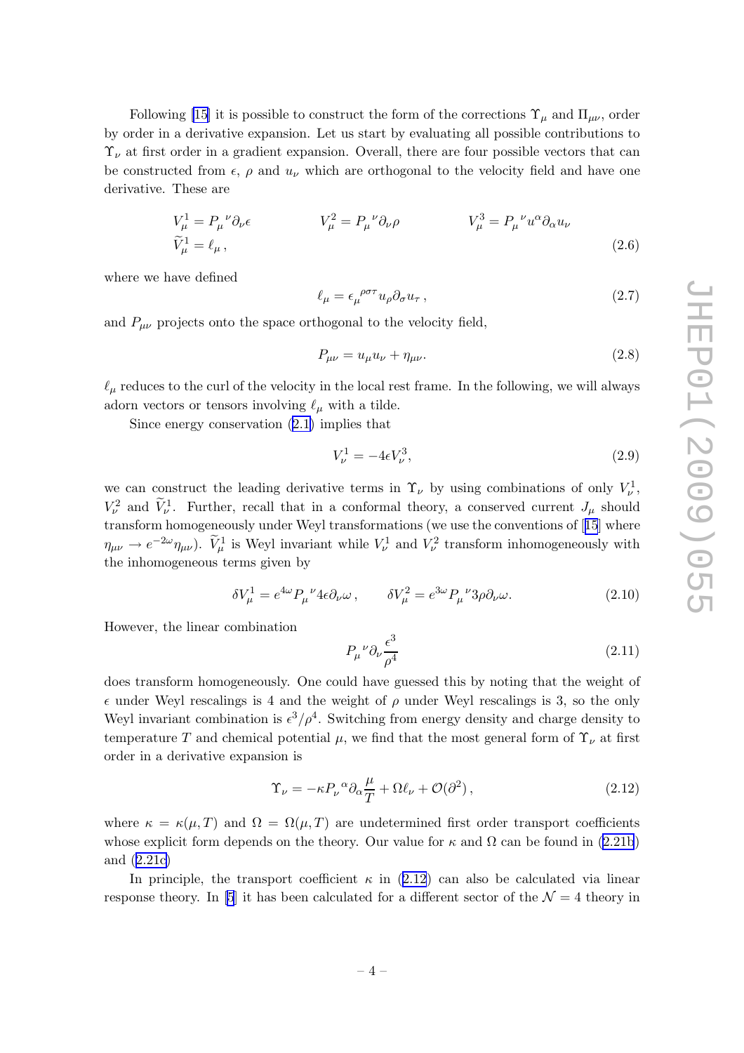Following [15] it is possible to construct the form of the corrections $\Upsilon_\mu$ and $\Pi_{\mu\nu}$, order by order in a derivative expansion. Let us start by evaluating all possible contributions to $\Upsilon_\nu$ at first order in a gradient expansion. Overall, there are four possible vectors that can be constructed from $\epsilon$, $\rho$ and $u_\nu$ which are orthogonal to the velocity field and have one derivative. These are

$$
\begin{aligned}
&V^1_\mu = P_\mu{}^\nu \partial_\nu \epsilon \qquad\qquad V^2_\mu = P_\mu{}^\nu \partial_\nu \rho \qquad\qquad V^3_\mu = P_\mu{}^\nu u^\alpha \partial_\alpha u_\nu \\
&\widetilde{V}^1_\mu = \ell_\mu \,,
\end{aligned}
\tag{2.6}
$$

where we have defined

$$
\ell_\mu = \epsilon_\mu{}^{\rho\sigma\tau} u_\rho \partial_\sigma u_\tau \,,
\tag{2.7}
$$

and $P_{\mu\nu}$ projects onto the space orthogonal to the velocity field,

$$
P_{\mu\nu} = u_\mu u_\nu + \eta_{\mu\nu}.
\tag{2.8}
$$

$\ell_\mu$ reduces to the curl of the velocity in the local rest frame. In the following, we will always adorn vectors or tensors involving $\ell_\mu$ with a tilde.

Since energy conservation (2.1) implies that

$$
V^1_\nu = -4\epsilon V^3_\nu,
\tag{2.9}
$$

we can construct the leading derivative terms in $\Upsilon_\nu$ by using combinations of only $V^1_\nu$, $V^2_\nu$ and $\widetilde{V}^1_\nu$. Further, recall that in a conformal theory, a conserved current $J_\mu$ should transform homogeneously under Weyl transformations (we use the conventions of [15] where $\eta_{\mu\nu} \to e^{-2\omega}\eta_{\mu\nu}$). $\widetilde{V}^1_\mu$ is Weyl invariant while $V^1_\nu$ and $V^2_\nu$ transform inhomogeneously with the inhomogeneous terms given by

$$
\delta V^1_\mu = e^{4\omega} P_\mu{}^\nu 4\epsilon \partial_\nu \omega \,, \qquad \delta V^2_\mu = e^{3\omega} P_\mu{}^\nu 3\rho \partial_\nu \omega.
\tag{2.10}
$$

However, the linear combination

$$
P_\mu{}^\nu \partial_\nu \frac{\epsilon^3}{\rho^4}
\tag{2.11}
$$

does transform homogeneously. One could have guessed this by noting that the weight of $\epsilon$ under Weyl rescalings is 4 and the weight of $\rho$ under Weyl rescalings is 3, so the only Weyl invariant combination is $\epsilon^3/\rho^4$. Switching from energy density and charge density to temperature $T$ and chemical potential $\mu$, we find that the most general form of $\Upsilon_\nu$ at first order in a derivative expansion is

$$
\Upsilon_\nu = -\kappa P_\nu{}^\alpha \partial_\alpha \frac{\mu}{T} + \Omega \ell_\nu + \mathcal{O}(\partial^2) \,,
\tag{2.12}
$$

where $\kappa = \kappa(\mu, T)$ and $\Omega = \Omega(\mu, T)$ are undetermined first order transport coefficients whose explicit form depends on the theory. Our value for $\kappa$ and $\Omega$ can be found in (2.21b) and (2.21c)

In principle, the transport coefficient $\kappa$ in (2.12) can also be calculated via linear response theory. In [5] it has been calculated for a different sector of the $\mathcal{N} = 4$ theory in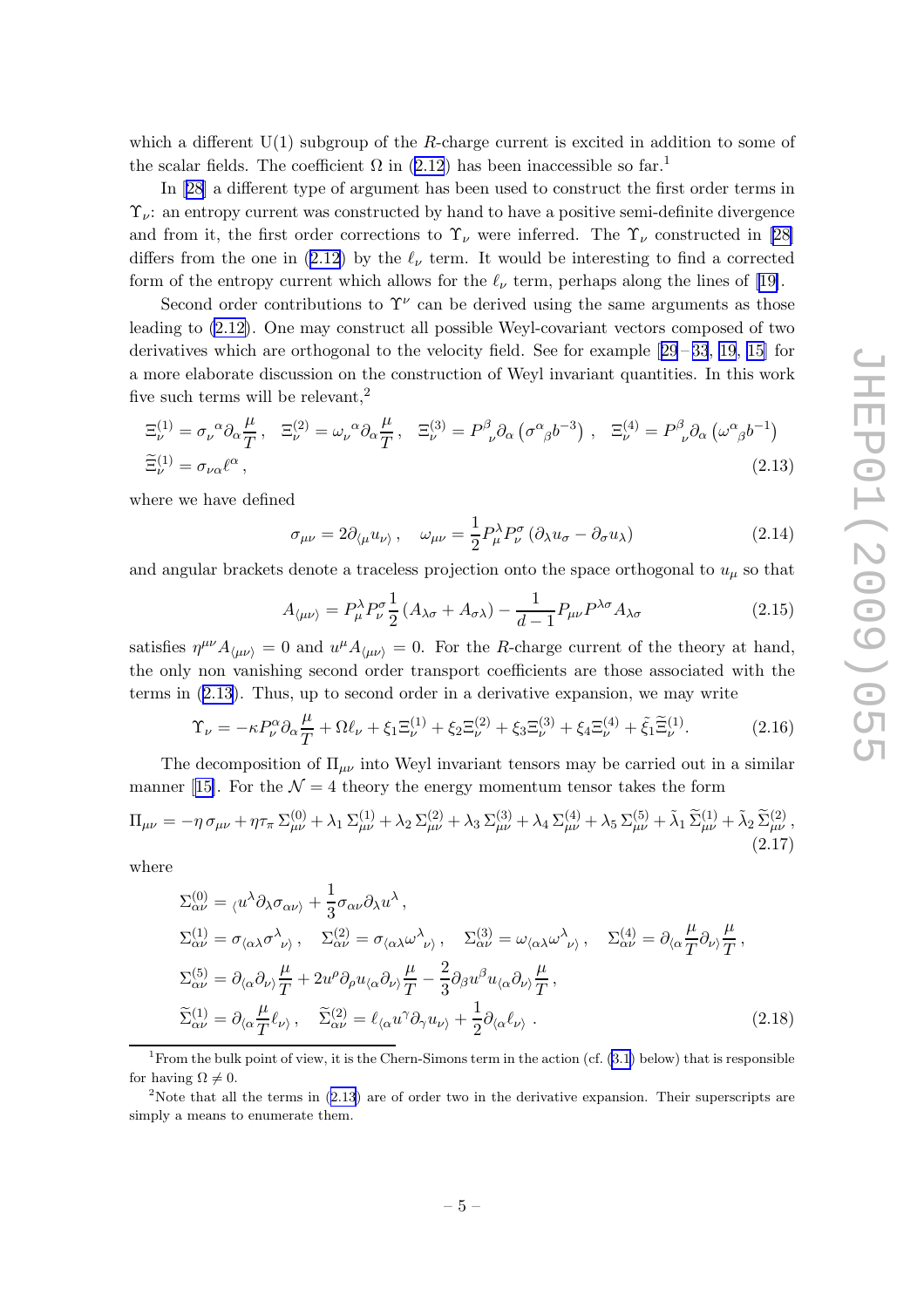which a different U(1) subgroup of the $R$-charge current is excited in addition to some of the scalar fields. The coefficient $\Omega$ in (2.12) has been inaccessible so far.[1]

In [28] a different type of argument has been used to construct the first order terms in $\Upsilon_\nu$: an entropy current was constructed by hand to have a positive semi-definite divergence and from it, the first order corrections to $\Upsilon_\nu$ were inferred. The $\Upsilon_\nu$ constructed in [28] differs from the one in (2.12) by the $\ell_\nu$ term. It would be interesting to find a corrected form of the entropy current which allows for the $\ell_\nu$ term, perhaps along the lines of [19].

Second order contributions to $\Upsilon^\nu$ can be derived using the same arguments as those leading to (2.12). One may construct all possible Weyl-covariant vectors composed of two derivatives which are orthogonal to the velocity field. See for example [29–33, 19, 15] for a more elaborate discussion on the construction of Weyl invariant quantities. In this work five such terms will be relevant,[2]

$$
\begin{aligned}
&\Xi^{(1)}_\nu = \sigma_\nu{}^\alpha \partial_\alpha \frac{\mu}{T}\,, \quad \Xi^{(2)}_\nu = \omega_\nu{}^\alpha \partial_\alpha \frac{\mu}{T}\,, \quad \Xi^{(3)}_\nu = P^\beta{}_\nu \partial_\alpha \left(\sigma^\alpha{}_\beta b^{-3}\right)\,, \quad \Xi^{(4)}_\nu = P^\beta{}_\nu \partial_\alpha \left(\omega^\alpha{}_\beta b^{-1}\right) \\
&\widetilde{\Xi}^{(1)}_\nu = \sigma_{\nu\alpha}\ell^\alpha\,,
\end{aligned}
\tag{2.13}
$$

where we have defined

$$
\sigma_{\mu\nu} = 2\partial_{\langle\mu}u_{\nu\rangle}\,, \quad \omega_{\mu\nu} = \frac{1}{2}P^\lambda_\mu P^\sigma_\nu \left(\partial_\lambda u_\sigma - \partial_\sigma u_\lambda\right) \tag{2.14}
$$

and angular brackets denote a traceless projection onto the space orthogonal to $u_\mu$ so that

$$
A_{\langle\mu\nu\rangle} = P^\lambda_\mu P^\sigma_\nu \frac{1}{2}\left(A_{\lambda\sigma} + A_{\sigma\lambda}\right) - \frac{1}{d-1}P_{\mu\nu}P^{\lambda\sigma}A_{\lambda\sigma} \tag{2.15}
$$

satisfies $\eta^{\mu\nu}A_{\langle\mu\nu\rangle} = 0$ and $u^\mu A_{\langle\mu\nu\rangle} = 0$. For the $R$-charge current of the theory at hand, the only non vanishing second order transport coefficients are those associated with the terms in (2.13). Thus, up to second order in a derivative expansion, we may write

$$
\Upsilon_\nu = -\kappa P^\alpha_\nu \partial_\alpha \frac{\mu}{T} + \Omega \ell_\nu + \xi_1 \Xi^{(1)}_\nu + \xi_2 \Xi^{(2)}_\nu + \xi_3 \Xi^{(3)}_\nu + \xi_4 \Xi^{(4)}_\nu + \tilde{\xi}_1 \widetilde{\Xi}^{(1)}_\nu. \tag{2.16}
$$

The decomposition of $\Pi_{\mu\nu}$ into Weyl invariant tensors may be carried out in a similar manner [15]. For the $\mathcal{N}=4$ theory the energy momentum tensor takes the form

$$
\Pi_{\mu\nu} = -\eta\,\sigma_{\mu\nu} + \eta\tau_\pi\,\Sigma^{(0)}_{\mu\nu} + \lambda_1\,\Sigma^{(1)}_{\mu\nu} + \lambda_2\,\Sigma^{(2)}_{\mu\nu} + \lambda_3\,\Sigma^{(3)}_{\mu\nu} + \lambda_4\,\Sigma^{(4)}_{\mu\nu} + \lambda_5\,\Sigma^{(5)}_{\mu\nu} + \tilde{\lambda}_1\,\widetilde{\Sigma}^{(1)}_{\mu\nu} + \tilde{\lambda}_2\,\widetilde{\Sigma}^{(2)}_{\mu\nu}\,, \tag{2.17}
$$

where

$$
\begin{aligned}
\Sigma^{(0)}_{\alpha\nu} &= {}_\langle u^\lambda \partial_\lambda \sigma_{\alpha\nu\rangle} + \frac{1}{3}\sigma_{\alpha\nu}\partial_\lambda u^\lambda\,, \\
\Sigma^{(1)}_{\alpha\nu} &= \sigma_{\langle\alpha\lambda}\sigma^\lambda{}_{\nu\rangle}\,, \quad \Sigma^{(2)}_{\alpha\nu} = \sigma_{\langle\alpha\lambda}\omega^\lambda{}_{\nu\rangle}\,, \quad \Sigma^{(3)}_{\alpha\nu} = \omega_{\langle\alpha\lambda}\omega^\lambda{}_{\nu\rangle}\,, \quad \Sigma^{(4)}_{\alpha\nu} = \partial_{\langle\alpha}\frac{\mu}{T}\partial_{\nu\rangle}\frac{\mu}{T}\,, \\
\Sigma^{(5)}_{\alpha\nu} &= \partial_{\langle\alpha}\partial_{\nu\rangle}\frac{\mu}{T} + 2u^\rho\partial_\rho u_{\langle\alpha}\partial_{\nu\rangle}\frac{\mu}{T} - \frac{2}{3}\partial_\beta u^\beta u_{\langle\alpha}\partial_{\nu\rangle}\frac{\mu}{T}\,, \\
\widetilde{\Sigma}^{(1)}_{\alpha\nu} &= \partial_{\langle\alpha}\frac{\mu}{T}\ell_{\nu\rangle}\,, \quad \widetilde{\Sigma}^{(2)}_{\alpha\nu} = \ell_{\langle\alpha}u^\gamma\partial_\gamma u_{\nu\rangle} + \frac{1}{2}\partial_{\langle\alpha}\ell_{\nu\rangle}\,.
\end{aligned}
\tag{2.18}
$$

---

[1] From the bulk point of view, it is the Chern-Simons term in the action (cf. (3.1) below) that is responsible for having $\Omega \neq 0$.

[2] Note that all the terms in (2.13) are of order two in the derivative expansion. Their superscripts are simply a means to enumerate them.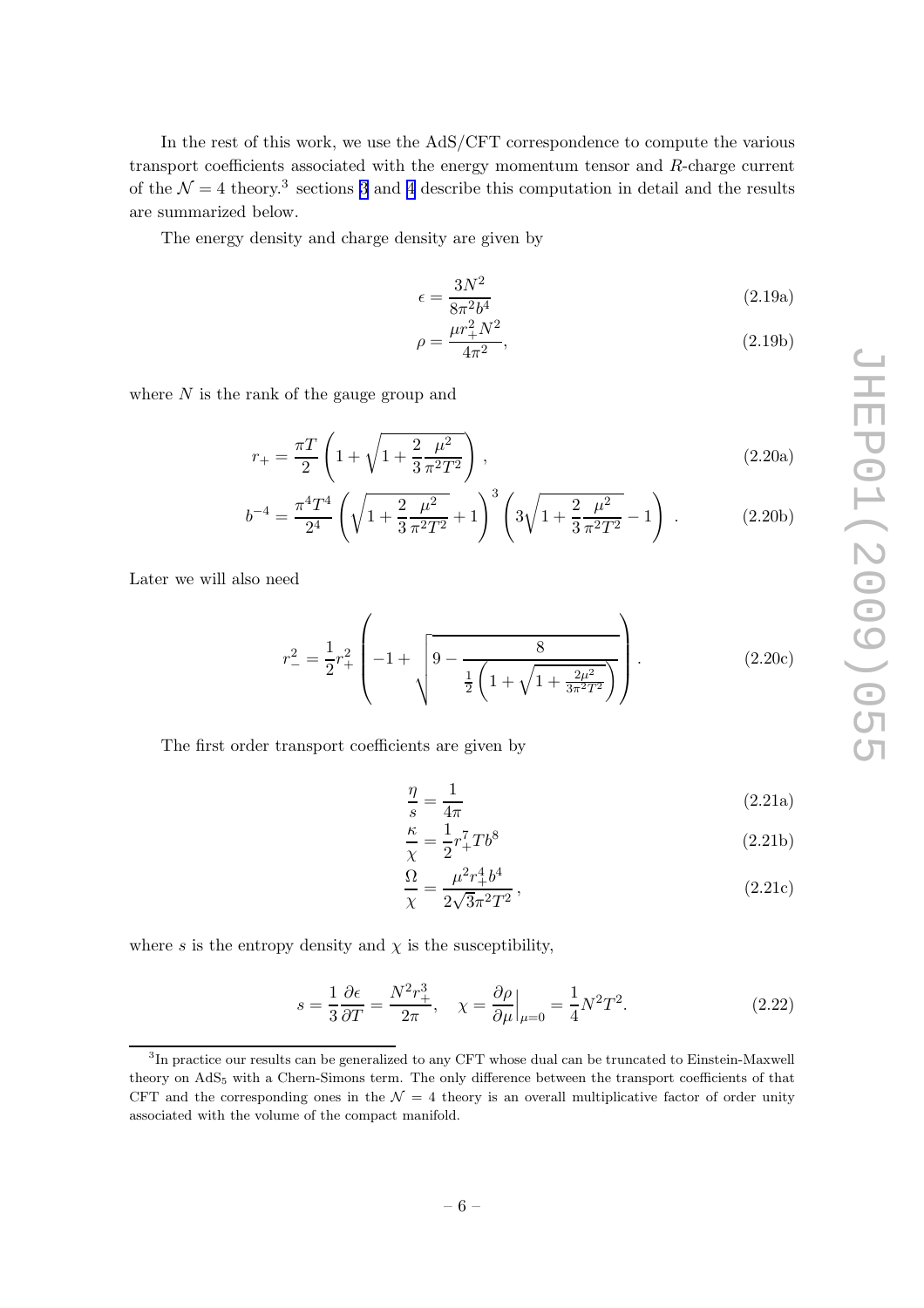In the rest of this work, we use the AdS/CFT correspondence to compute the various transport coefficients associated with the energy momentum tensor and $R$-charge current of the $\mathcal{N}=4$ theory.[3] sections 3 and 4 describe this computation in detail and the results are summarized below.

The energy density and charge density are given by

$$\epsilon = \frac{3N^2}{8\pi^2 b^4} \tag{2.19a}$$

$$\rho = \frac{\mu r_+^2 N^2}{4\pi^2}, \tag{2.19b}$$

where $N$ is the rank of the gauge group and

$$r_+ = \frac{\pi T}{2}\left(1+\sqrt{1+\frac{2}{3}\frac{\mu^2}{\pi^2 T^2}}\right), \tag{2.20a}$$

$$b^{-4} = \frac{\pi^4 T^4}{2^4}\left(\sqrt{1+\frac{2}{3}\frac{\mu^2}{\pi^2 T^2}}+1\right)^3\left(3\sqrt{1+\frac{2}{3}\frac{\mu^2}{\pi^2 T^2}}-1\right). \tag{2.20b}$$

Later we will also need

$$r_-^2 = \frac{1}{2}r_+^2\left(-1+\sqrt{9-\frac{8}{\frac{1}{2}\left(1+\sqrt{1+\frac{2\mu^2}{3\pi^2 T^2}}\right)}}\right). \tag{2.20c}$$

The first order transport coefficients are given by

$$\frac{\eta}{s} = \frac{1}{4\pi} \tag{2.21a}$$

$$\frac{\kappa}{\chi} = \frac{1}{2}r_+^7 T b^8 \tag{2.21b}$$

$$\frac{\Omega}{\chi} = \frac{\mu^2 r_+^4 b^4}{2\sqrt{3}\pi^2 T^2}, \tag{2.21c}$$

where $s$ is the entropy density and $\chi$ is the susceptibility,

$$s = \frac{1}{3}\frac{\partial \epsilon}{\partial T} = \frac{N^2 r_+^3}{2\pi}, \quad \chi = \frac{\partial \rho}{\partial \mu}\Big|_{\mu=0} = \frac{1}{4}N^2 T^2. \tag{2.22}$$

[3] In practice our results can be generalized to any CFT whose dual can be truncated to Einstein-Maxwell theory on AdS$_5$ with a Chern-Simons term. The only difference between the transport coefficients of that CFT and the corresponding ones in the $\mathcal{N}=4$ theory is an overall multiplicative factor of order unity associated with the volume of the compact manifold.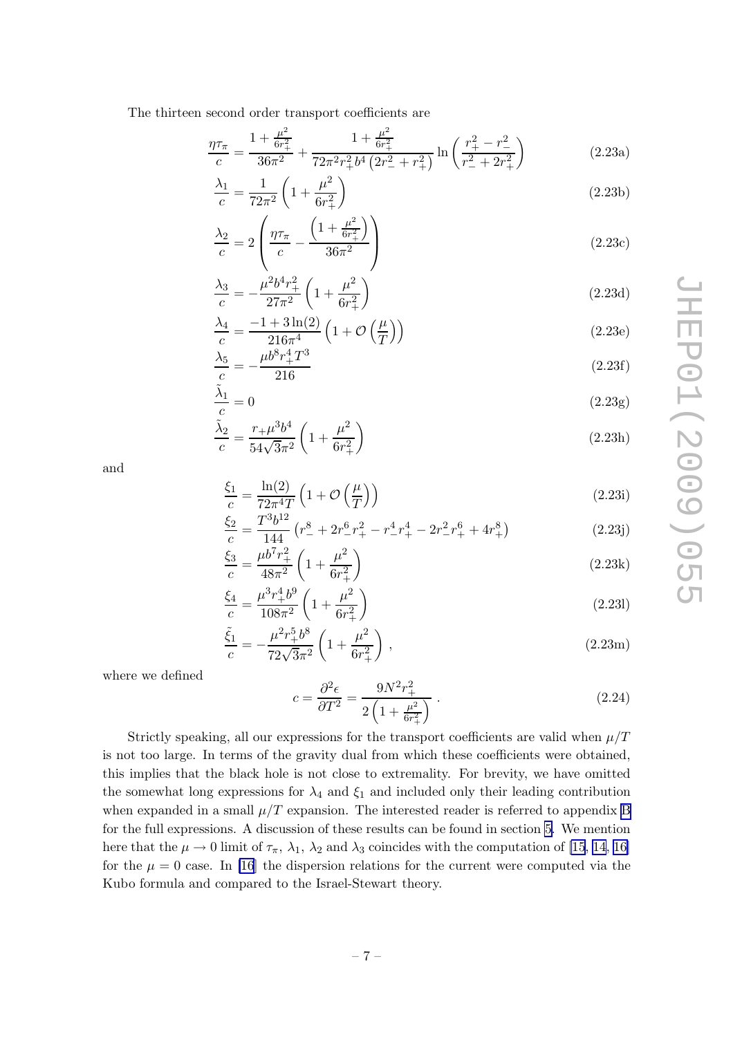The thirteen second order transport coefficients are

$$\frac{\eta\tau_\pi}{c} = \frac{1+\frac{\mu^2}{6r_+^2}}{36\pi^2} + \frac{1+\frac{\mu^2}{6r_+^2}}{72\pi^2 r_+^2 b^4\left(2r_-^2+r_+^2\right)}\ln\left(\frac{r_+^2-r_-^2}{r_-^2+2r_+^2}\right) \tag{2.23a}$$

$$\frac{\lambda_1}{c} = \frac{1}{72\pi^2}\left(1+\frac{\mu^2}{6r_+^2}\right) \tag{2.23b}$$

$$\frac{\lambda_2}{c} = 2\left(\frac{\eta\tau_\pi}{c} - \frac{\left(1+\frac{\mu^2}{6r_+^2}\right)}{36\pi^2}\right) \tag{2.23c}$$

$$\frac{\lambda_3}{c} = -\frac{\mu^2 b^4 r_+^2}{27\pi^2}\left(1+\frac{\mu^2}{6r_+^2}\right) \tag{2.23d}$$

$$\frac{\lambda_4}{c} = \frac{-1+3\ln(2)}{216\pi^4}\left(1+\mathcal{O}\left(\frac{\mu}{T}\right)\right) \tag{2.23e}$$

$$\frac{\lambda_5}{c} = -\frac{\mu b^8 r_+^4 T^3}{216} \tag{2.23f}$$

$$\frac{\tilde{\lambda}_1}{c} = 0 \tag{2.23g}$$

$$\frac{\tilde{\lambda}_2}{c} = \frac{r_+\mu^3 b^4}{54\sqrt{3}\pi^2}\left(1+\frac{\mu^2}{6r_+^2}\right) \tag{2.23h}$$

and

$$\frac{\xi_1}{c} = \frac{\ln(2)}{72\pi^4 T}\left(1+\mathcal{O}\left(\frac{\mu}{T}\right)\right) \tag{2.23i}$$

$$\frac{\xi_2}{c} = \frac{T^3 b^{12}}{144}\left(r_-^8+2r_-^6r_+^2-r_-^4r_+^4-2r_-^2r_+^6+4r_+^8\right) \tag{2.23j}$$

$$\frac{\xi_3}{c} = \frac{\mu b^7 r_+^2}{48\pi^2}\left(1+\frac{\mu^2}{6r_+^2}\right) \tag{2.23k}$$

$$\frac{\xi_4}{c} = \frac{\mu^3 r_+^4 b^9}{108\pi^2}\left(1+\frac{\mu^2}{6r_+^2}\right) \tag{2.23l}$$

$$\frac{\tilde{\xi}_1}{c} = -\frac{\mu^2 r_+^5 b^8}{72\sqrt{3}\pi^2}\left(1+\frac{\mu^2}{6r_+^2}\right), \tag{2.23m}$$

where we defined

$$c = \frac{\partial^2\epsilon}{\partial T^2} = \frac{9N^2 r_+^2}{2\left(1+\frac{\mu^2}{6r_+^2}\right)}. \tag{2.24}$$

Strictly speaking, all our expressions for the transport coefficients are valid when $\mu/T$ is not too large. In terms of the gravity dual from which these coefficients were obtained, this implies that the black hole is not close to extremality. For brevity, we have omitted the somewhat long expressions for $\lambda_4$ and $\xi_1$ and included only their leading contribution when expanded in a small $\mu/T$ expansion. The interested reader is referred to appendix B for the full expressions. A discussion of these results can be found in section 5. We mention here that the $\mu \to 0$ limit of $\tau_\pi$, $\lambda_1$, $\lambda_2$ and $\lambda_3$ coincides with the computation of [15, 14, 16] for the $\mu = 0$ case. In [16] the dispersion relations for the current were computed via the Kubo formula and compared to the Israel-Stewart theory.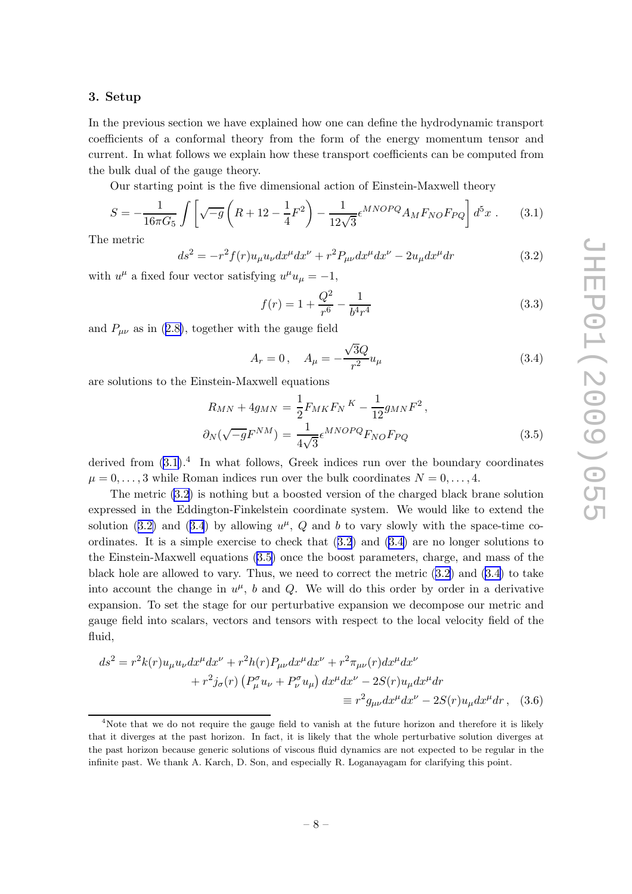## 3. Setup

In the previous section we have explained how one can define the hydrodynamic transport coefficients of a conformal theory from the form of the energy momentum tensor and current. In what follows we explain how these transport coefficients can be computed from the bulk dual of the gauge theory.

Our starting point is the five dimensional action of Einstein-Maxwell theory

$$S = -\frac{1}{16\pi G_5}\int \left[\sqrt{-g}\left(R + 12 - \frac{1}{4}F^2\right) - \frac{1}{12\sqrt{3}}\epsilon^{MNOPQ}A_M F_{NO}F_{PQ}\right] d^5x \,. \tag{3.1}$$

The metric

$$ds^2 = -r^2 f(r) u_\mu u_\nu dx^\mu dx^\nu + r^2 P_{\mu\nu} dx^\mu dx^\nu - 2u_\mu dx^\mu dr \tag{3.2}$$

with $u^\mu$ a fixed four vector satisfying $u^\mu u_\mu = -1$,

$$f(r) = 1 + \frac{Q^2}{r^6} - \frac{1}{b^4 r^4} \tag{3.3}$$

and $P_{\mu\nu}$ as in (2.8), together with the gauge field

$$A_r = 0\,, \quad A_\mu = -\frac{\sqrt{3}Q}{r^2}u_\mu \tag{3.4}$$

are solutions to the Einstein-Maxwell equations

$$\begin{aligned} R_{MN} + 4g_{MN} &= \frac{1}{2}F_{MK}F_N{}^K - \frac{1}{12}g_{MN}F^2\,, \\ \partial_N(\sqrt{-g}F^{NM}) &= \frac{1}{4\sqrt{3}}\epsilon^{MNOPQ}F_{NO}F_{PQ} \end{aligned} \tag{3.5}$$

derived from (3.1).[4] In what follows, Greek indices run over the boundary coordinates $\mu = 0, \ldots, 3$ while Roman indices run over the bulk coordinates $N = 0, \ldots, 4$.

The metric (3.2) is nothing but a boosted version of the charged black brane solution expressed in the Eddington-Finkelstein coordinate system. We would like to extend the solution (3.2) and (3.4) by allowing $u^\mu$, $Q$ and $b$ to vary slowly with the space-time coordinates. It is a simple exercise to check that (3.2) and (3.4) are no longer solutions to the Einstein-Maxwell equations (3.5) once the boost parameters, charge, and mass of the black hole are allowed to vary. Thus, we need to correct the metric (3.2) and (3.4) to take into account the change in $u^\mu$, $b$ and $Q$. We will do this order by order in a derivative expansion. To set the stage for our perturbative expansion we decompose our metric and gauge field into scalars, vectors and tensors with respect to the local velocity field of the fluid,

$$\begin{aligned} ds^2 = r^2 k(r) u_\mu u_\nu dx^\mu dx^\nu + r^2 h(r) P_{\mu\nu} dx^\mu dx^\nu + r^2 \pi_{\mu\nu}(r) dx^\mu dx^\nu \\ + r^2 j_\sigma(r)\left(P^\sigma_\mu u_\nu + P^\sigma_\nu u_\mu\right) dx^\mu dx^\nu - 2S(r) u_\mu dx^\mu dr \\ \equiv r^2 g_{\mu\nu} dx^\mu dx^\nu - 2S(r) u_\mu dx^\mu dr\,, \end{aligned} \tag{3.6}$$

[4] Note that we do not require the gauge field to vanish at the future horizon and therefore it is likely that it diverges at the past horizon. In fact, it is likely that the whole perturbative solution diverges at the past horizon because generic solutions of viscous fluid dynamics are not expected to be regular in the infinite past. We thank A. Karch, D. Son, and especially R. Loganayagam for clarifying this point.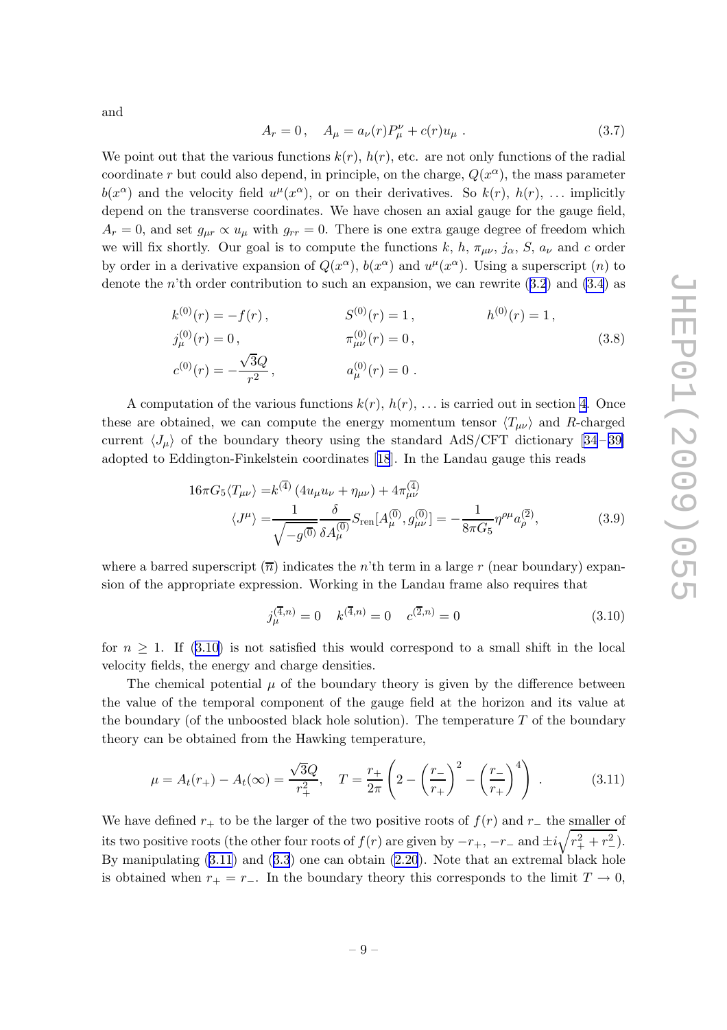and

$$A_r = 0\,, \quad A_\mu = a_\nu(r) P^\nu_\mu + c(r) u_\mu \,. \tag{3.7}$$

We point out that the various functions $k(r)$, $h(r)$, etc. are not only functions of the radial coordinate $r$ but could also depend, in principle, on the charge, $Q(x^\alpha)$, the mass parameter $b(x^\alpha)$ and the velocity field $u^\mu(x^\alpha)$, or on their derivatives. So $k(r)$, $h(r)$, ... implicitly depend on the transverse coordinates. We have chosen an axial gauge for the gauge field, $A_r = 0$, and set $g_{\mu r} \propto u_\mu$ with $g_{rr} = 0$. There is one extra gauge degree of freedom which we will fix shortly. Our goal is to compute the functions $k$, $h$, $\pi_{\mu\nu}$, $j_\alpha$, $S$, $a_\nu$ and $c$ order by order in a derivative expansion of $Q(x^\alpha)$, $b(x^\alpha)$ and $u^\mu(x^\alpha)$. Using a superscript $(n)$ to denote the $n$'th order contribution to such an expansion, we can rewrite (3.2) and (3.4) as

$$\begin{aligned}
&k^{(0)}(r) = -f(r)\,, && S^{(0)}(r) = 1\,, && h^{(0)}(r) = 1\,, \\
&j^{(0)}_\mu(r) = 0\,, && \pi^{(0)}_{\mu\nu}(r) = 0\,, && \\
&c^{(0)}(r) = -\frac{\sqrt{3}Q}{r^2}\,, && a^{(0)}_\mu(r) = 0\,. &&
\end{aligned} \tag{3.8}$$

A computation of the various functions $k(r)$, $h(r)$, ... is carried out in section 4. Once these are obtained, we can compute the energy momentum tensor $\langle T_{\mu\nu}\rangle$ and $R$-charged current $\langle J_\mu\rangle$ of the boundary theory using the standard AdS/CFT dictionary [34–39] adopted to Eddington-Finkelstein coordinates [18]. In the Landau gauge this reads

$$\begin{aligned}
16\pi G_5 \langle T_{\mu\nu}\rangle =& k^{(\overline{4})}\left(4u_\mu u_\nu + \eta_{\mu\nu}\right) + 4\pi^{(\overline{4})}_{\mu\nu} \\
\langle J^\mu\rangle =& \frac{1}{\sqrt{-g^{(\overline{0})}}}\frac{\delta}{\delta A^{(\overline{0})}_\mu} S_{\text{ren}}[A^{(\overline{0})}_\mu, g^{(\overline{0})}_{\mu\nu}] = -\frac{1}{8\pi G_5}\eta^{\rho\mu} a^{(\overline{2})}_\rho,
\end{aligned} \tag{3.9}$$

where a barred superscript $(\overline{n})$ indicates the $n$'th term in a large $r$ (near boundary) expansion of the appropriate expression. Working in the Landau frame also requires that

$$j^{(\overline{4},n)}_\mu = 0 \quad k^{(\overline{4},n)} = 0 \quad c^{(\overline{2},n)} = 0 \tag{3.10}$$

for $n \geq 1$. If (3.10) is not satisfied this would correspond to a small shift in the local velocity fields, the energy and charge densities.

The chemical potential $\mu$ of the boundary theory is given by the difference between the value of the temporal component of the gauge field at the horizon and its value at the boundary (of the unboosted black hole solution). The temperature $T$ of the boundary theory can be obtained from the Hawking temperature,

$$\mu = A_t(r_+) - A_t(\infty) = \frac{\sqrt{3}Q}{r_+^2}, \quad T = \frac{r_+}{2\pi}\left(2 - \left(\frac{r_-}{r_+}\right)^2 - \left(\frac{r_-}{r_+}\right)^4\right)\,. \tag{3.11}$$

We have defined $r_+$ to be the larger of the two positive roots of $f(r)$ and $r_-$ the smaller of its two positive roots (the other four roots of $f(r)$ are given by $-r_+$, $-r_-$ and $\pm i\sqrt{r_+^2 + r_-^2}$). By manipulating (3.11) and (3.3) one can obtain (2.20). Note that an extremal black hole is obtained when $r_+ = r_-$. In the boundary theory this corresponds to the limit $T \to 0$,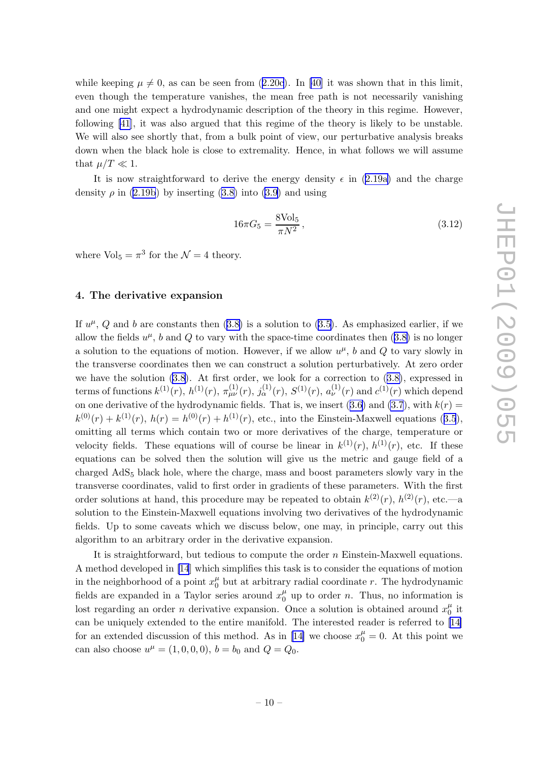while keeping $\mu \neq 0$, as can be seen from (2.20c). In [40] it was shown that in this limit, even though the temperature vanishes, the mean free path is not necessarily vanishing and one might expect a hydrodynamic description of the theory in this regime. However, following [41], it was also argued that this regime of the theory is likely to be unstable. We will also see shortly that, from a bulk point of view, our perturbative analysis breaks down when the black hole is close to extremality. Hence, in what follows we will assume that $\mu/T \ll 1$.

It is now straightforward to derive the energy density $\epsilon$ in (2.19a) and the charge density $\rho$ in (2.19b) by inserting (3.8) into (3.9) and using

$$16\pi G_5 = \frac{8\text{Vol}_5}{\pi N^2}, \tag{3.12}$$

where $\text{Vol}_5 = \pi^3$ for the $\mathcal{N} = 4$ theory.

## 4. The derivative expansion

If $u^\mu$, $Q$ and $b$ are constants then (3.8) is a solution to (3.5). As emphasized earlier, if we allow the fields $u^\mu$, $b$ and $Q$ to vary with the space-time coordinates then (3.8) is no longer a solution to the equations of motion. However, if we allow $u^\mu$, $b$ and $Q$ to vary slowly in the transverse coordinates then we can construct a solution perturbatively. At zero order we have the solution (3.8). At first order, we look for a correction to (3.8), expressed in terms of functions $k^{(1)}(r)$, $h^{(1)}(r)$, $\pi^{(1)}_{\mu\nu}(r)$, $j^{(1)}_\alpha(r)$, $S^{(1)}(r)$, $a^{(1)}_\nu(r)$ and $c^{(1)}(r)$ which depend on one derivative of the hydrodynamic fields. That is, we insert (3.6) and (3.7), with $k(r) = k^{(0)}(r) + k^{(1)}(r)$, $h(r) = h^{(0)}(r) + h^{(1)}(r)$, etc., into the Einstein-Maxwell equations (3.5), omitting all terms which contain two or more derivatives of the charge, temperature or velocity fields. These equations will of course be linear in $k^{(1)}(r)$, $h^{(1)}(r)$, etc. If these equations can be solved then the solution will give us the metric and gauge field of a charged $\text{AdS}_5$ black hole, where the charge, mass and boost parameters slowly vary in the transverse coordinates, valid to first order in gradients of these parameters. With the first order solutions at hand, this procedure may be repeated to obtain $k^{(2)}(r)$, $h^{(2)}(r)$, etc.—a solution to the Einstein-Maxwell equations involving two derivatives of the hydrodynamic fields. Up to some caveats which we discuss below, one may, in principle, carry out this algorithm to an arbitrary order in the derivative expansion.

It is straightforward, but tedious to compute the order $n$ Einstein-Maxwell equations. A method developed in [14] which simplifies this task is to consider the equations of motion in the neighborhood of a point $x^\mu_0$ but at arbitrary radial coordinate $r$. The hydrodynamic fields are expanded in a Taylor series around $x^\mu_0$ up to order $n$. Thus, no information is lost regarding an order $n$ derivative expansion. Once a solution is obtained around $x^\mu_0$ it can be uniquely extended to the entire manifold. The interested reader is referred to [14] for an extended discussion of this method. As in [14] we choose $x^\mu_0 = 0$. At this point we can also choose $u^\mu = (1, 0, 0, 0)$, $b = b_0$ and $Q = Q_0$.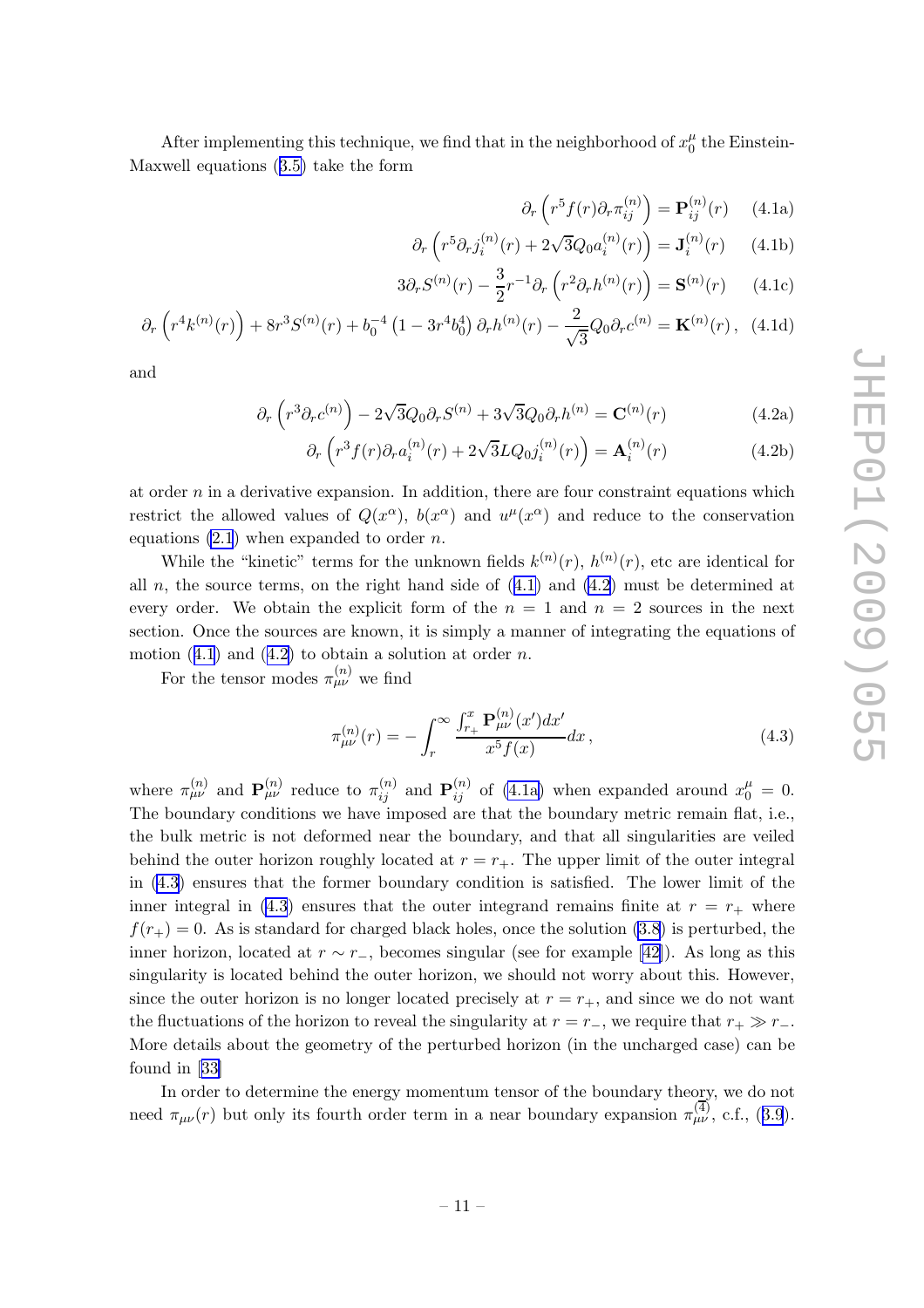After implementing this technique, we find that in the neighborhood of $x_0^\mu$ the Einstein-Maxwell equations (3.5) take the form

$$\partial_r \left( r^5 f(r) \partial_r \pi_{ij}^{(n)} \right) = \mathbf{P}_{ij}^{(n)}(r) \tag{4.1a}$$

$$\partial_r \left( r^5 \partial_r j_i^{(n)}(r) + 2\sqrt{3} Q_0 a_i^{(n)}(r) \right) = \mathbf{J}_i^{(n)}(r) \tag{4.1b}$$

$$3\partial_r S^{(n)}(r) - \frac{3}{2} r^{-1} \partial_r \left( r^2 \partial_r h^{(n)}(r) \right) = \mathbf{S}^{(n)}(r) \tag{4.1c}$$

$$\partial_r \left( r^4 k^{(n)}(r) \right) + 8r^3 S^{(n)}(r) + b_0^{-4} \left( 1 - 3r^4 b_0^4 \right) \partial_r h^{(n)}(r) - \frac{2}{\sqrt{3}} Q_0 \partial_r c^{(n)} = \mathbf{K}^{(n)}(r) \,, \tag{4.1d}$$

and

$$\partial_r \left( r^3 \partial_r c^{(n)} \right) - 2\sqrt{3} Q_0 \partial_r S^{(n)} + 3\sqrt{3} Q_0 \partial_r h^{(n)} = \mathbf{C}^{(n)}(r) \tag{4.2a}$$

$$\partial_r \left( r^3 f(r) \partial_r a_i^{(n)}(r) + 2\sqrt{3} L Q_0 j_i^{(n)}(r) \right) = \mathbf{A}_i^{(n)}(r) \tag{4.2b}$$

at order $n$ in a derivative expansion. In addition, there are four constraint equations which restrict the allowed values of $Q(x^\alpha)$, $b(x^\alpha)$ and $u^\mu(x^\alpha)$ and reduce to the conservation equations (2.1) when expanded to order $n$.

While the "kinetic" terms for the unknown fields $k^{(n)}(r)$, $h^{(n)}(r)$, etc are identical for all $n$, the source terms, on the right hand side of (4.1) and (4.2) must be determined at every order. We obtain the explicit form of the $n = 1$ and $n = 2$ sources in the next section. Once the sources are known, it is simply a manner of integrating the equations of motion (4.1) and (4.2) to obtain a solution at order $n$.

For the tensor modes $\pi_{\mu\nu}^{(n)}$ we find

$$\pi_{\mu\nu}^{(n)}(r) = -\int_r^\infty \frac{\int_{r_+}^x \mathbf{P}_{\mu\nu}^{(n)}(x') dx'}{x^5 f(x)} dx \,, \tag{4.3}$$

where $\pi_{\mu\nu}^{(n)}$ and $\mathbf{P}_{\mu\nu}^{(n)}$ reduce to $\pi_{ij}^{(n)}$ and $\mathbf{P}_{ij}^{(n)}$ of (4.1a) when expanded around $x_0^\mu = 0$. The boundary conditions we have imposed are that the boundary metric remain flat, i.e., the bulk metric is not deformed near the boundary, and that all singularities are veiled behind the outer horizon roughly located at $r = r_+$. The upper limit of the outer integral in (4.3) ensures that the former boundary condition is satisfied. The lower limit of the inner integral in (4.3) ensures that the outer integrand remains finite at $r = r_+$ where $f(r_+) = 0$. As is standard for charged black holes, once the solution (3.8) is perturbed, the inner horizon, located at $r \sim r_-$, becomes singular (see for example [42]). As long as this singularity is located behind the outer horizon, we should not worry about this. However, since the outer horizon is no longer located precisely at $r = r_+$, and since we do not want the fluctuations of the horizon to reveal the singularity at $r = r_-$, we require that $r_+ \gg r_-$. More details about the geometry of the perturbed horizon (in the uncharged case) can be found in [33]

In order to determine the energy momentum tensor of the boundary theory, we do not need $\pi_{\mu\nu}(r)$ but only its fourth order term in a near boundary expansion $\pi_{\mu\nu}^{(4)}$, c.f., (3.9).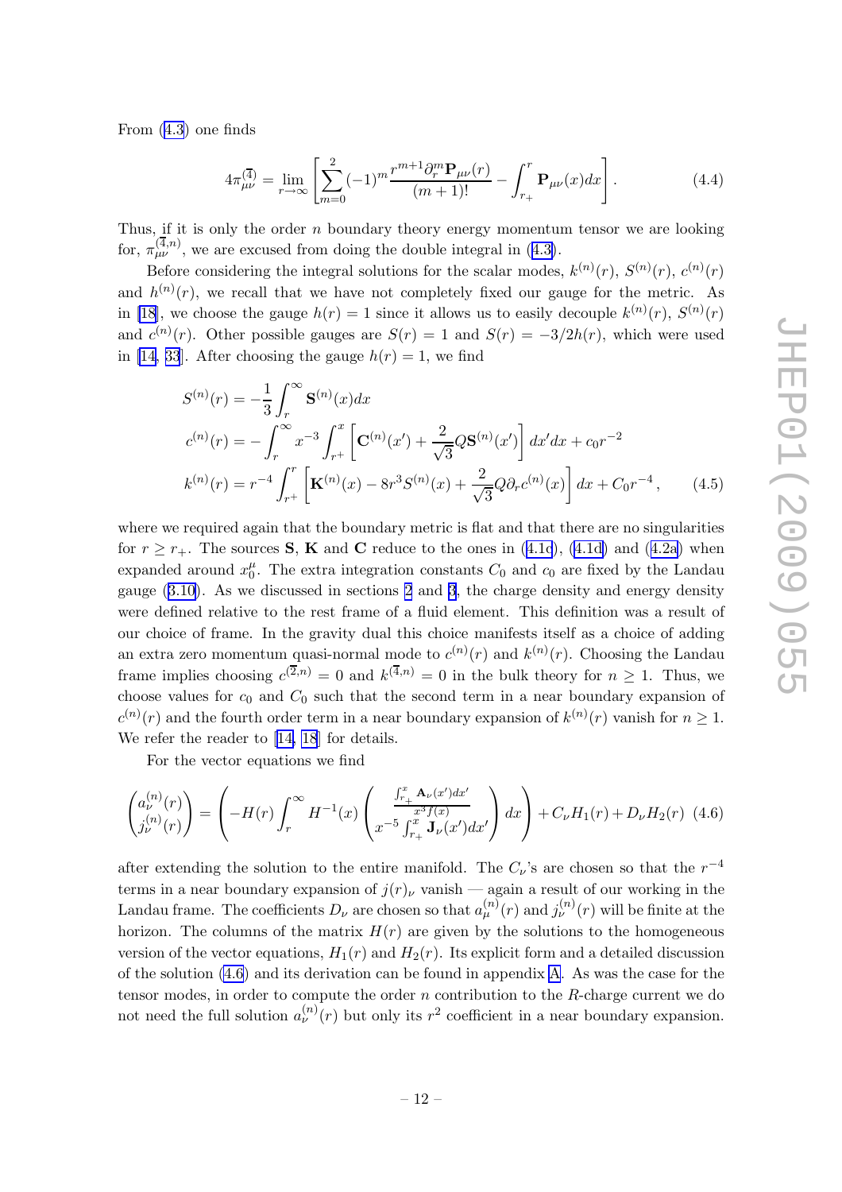From (4.3) one finds

$$4\pi^{(\overline{4})}_{\mu\nu} = \lim_{r\to\infty}\left[\sum_{m=0}^{2}(-1)^m \frac{r^{m+1}\partial_r^m \mathbf{P}_{\mu\nu}(r)}{(m+1)!} - \int_{r_+}^{r}\mathbf{P}_{\mu\nu}(x)dx\right]. \tag{4.4}$$

Thus, if it is only the order $n$ boundary theory energy momentum tensor we are looking for, $\pi^{(\overline{4},n)}_{\mu\nu}$, we are excused from doing the double integral in (4.3).

Before considering the integral solutions for the scalar modes, $k^{(n)}(r)$, $S^{(n)}(r)$, $c^{(n)}(r)$ and $h^{(n)}(r)$, we recall that we have not completely fixed our gauge for the metric. As in [18], we choose the gauge $h(r) = 1$ since it allows us to easily decouple $k^{(n)}(r)$, $S^{(n)}(r)$ and $c^{(n)}(r)$. Other possible gauges are $S(r) = 1$ and $S(r) = -3/2h(r)$, which were used in [14, 33]. After choosing the gauge $h(r) = 1$, we find

$$\begin{aligned}
S^{(n)}(r) &= -\frac{1}{3}\int_r^\infty \mathbf{S}^{(n)}(x)dx \\
c^{(n)}(r) &= -\int_r^\infty x^{-3}\int_{r^+}^{x}\left[\mathbf{C}^{(n)}(x') + \frac{2}{\sqrt{3}}Q\mathbf{S}^{(n)}(x')\right]dx'dx + c_0 r^{-2} \\
k^{(n)}(r) &= r^{-4}\int_{r^+}^{r}\left[\mathbf{K}^{(n)}(x) - 8r^3 S^{(n)}(x) + \frac{2}{\sqrt{3}}Q\partial_r c^{(n)}(x)\right]dx + C_0 r^{-4}\,,
\end{aligned} \tag{4.5}$$

where we required again that the boundary metric is flat and that there are no singularities for $r \geq r_+$. The sources $\mathbf{S}$, $\mathbf{K}$ and $\mathbf{C}$ reduce to the ones in (4.1c), (4.1d) and (4.2a) when expanded around $x_0^\mu$. The extra integration constants $C_0$ and $c_0$ are fixed by the Landau gauge (3.10). As we discussed in sections 2 and 3, the charge density and energy density were defined relative to the rest frame of a fluid element. This definition was a result of our choice of frame. In the gravity dual this choice manifests itself as a choice of adding an extra zero momentum quasi-normal mode to $c^{(n)}(r)$ and $k^{(n)}(r)$. Choosing the Landau frame implies choosing $c^{(\overline{2},n)} = 0$ and $k^{(\overline{4},n)} = 0$ in the bulk theory for $n \geq 1$. Thus, we choose values for $c_0$ and $C_0$ such that the second term in a near boundary expansion of $c^{(n)}(r)$ and the fourth order term in a near boundary expansion of $k^{(n)}(r)$ vanish for $n \geq 1$. We refer the reader to [14, 18] for details.

For the vector equations we find

$$\begin{pmatrix} a_\nu^{(n)}(r) \\ j_\nu^{(n)}(r)\end{pmatrix} = \left(-H(r)\int_r^\infty H^{-1}(x)\begin{pmatrix} \frac{\int_{r_+}^x \mathbf{A}_\nu(x')dx'}{x^3 f(x)} \\ x^{-5}\int_{r_+}^x \mathbf{J}_\nu(x')dx'\end{pmatrix}dx\right) + C_\nu H_1(r) + D_\nu H_2(r) \tag{4.6}$$

after extending the solution to the entire manifold. The $C_\nu$'s are chosen so that the $r^{-4}$ terms in a near boundary expansion of $j(r)_\nu$ vanish — again a result of our working in the Landau frame. The coefficients $D_\nu$ are chosen so that $a_\mu^{(n)}(r)$ and $j_\nu^{(n)}(r)$ will be finite at the horizon. The columns of the matrix $H(r)$ are given by the solutions to the homogeneous version of the vector equations, $H_1(r)$ and $H_2(r)$. Its explicit form and a detailed discussion of the solution (4.6) and its derivation can be found in appendix A. As was the case for the tensor modes, in order to compute the order $n$ contribution to the $R$-charge current we do not need the full solution $a_\nu^{(n)}(r)$ but only its $r^2$ coefficient in a near boundary expansion.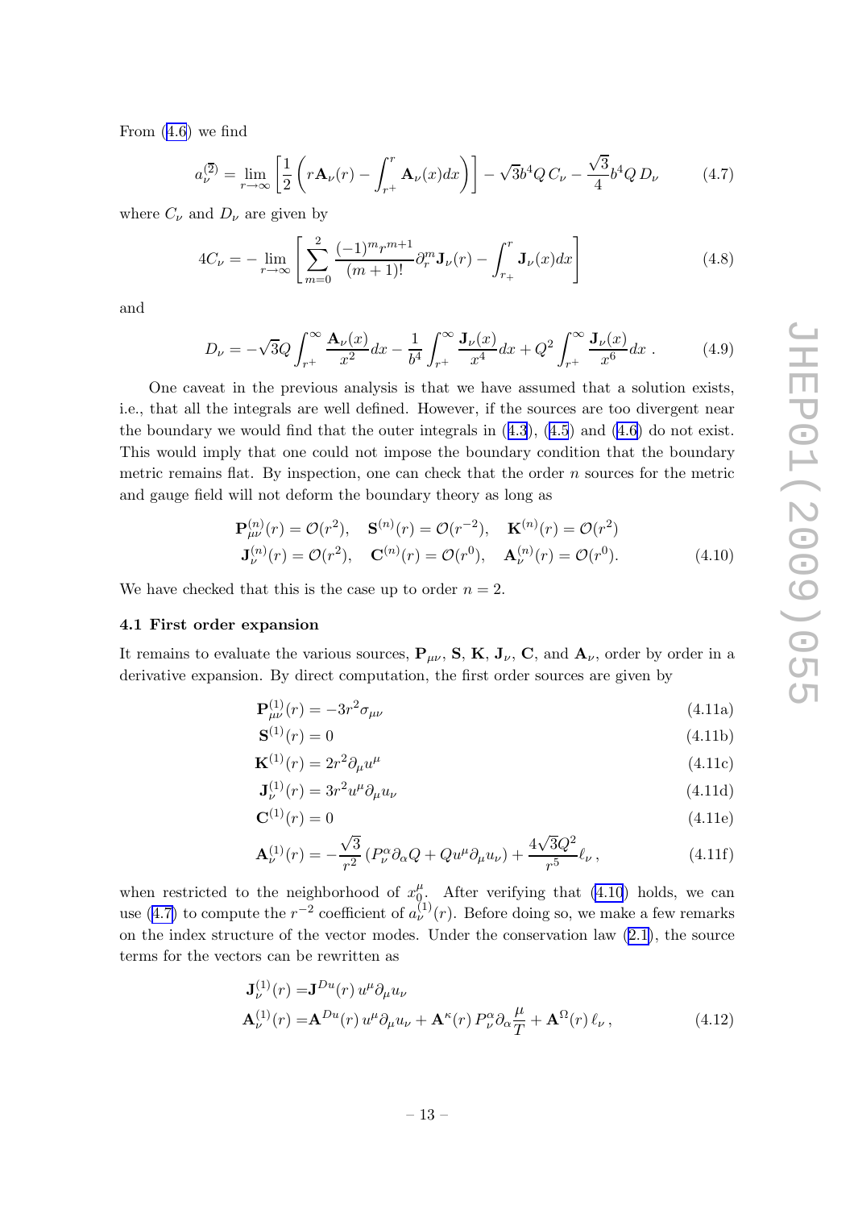From (4.6) we find

$$a_\nu^{(2)} = \lim_{r\to\infty}\left[\frac{1}{2}\left(r\mathbf{A}_\nu(r) - \int_{r^+}^{r}\mathbf{A}_\nu(x)dx\right)\right] - \sqrt{3}b^4 Q\, C_\nu - \frac{\sqrt{3}}{4}b^4 Q\, D_\nu \tag{4.7}$$

where $C_\nu$ and $D_\nu$ are given by

$$4C_\nu = -\lim_{r\to\infty}\left[\sum_{m=0}^{2}\frac{(-1)^m r^{m+1}}{(m+1)!}\partial_r^m \mathbf{J}_\nu(r) - \int_{r_+}^{r}\mathbf{J}_\nu(x)dx\right] \tag{4.8}$$

and

$$D_\nu = -\sqrt{3}Q\int_{r^+}^{\infty}\frac{\mathbf{A}_\nu(x)}{x^2}dx - \frac{1}{b^4}\int_{r^+}^{\infty}\frac{\mathbf{J}_\nu(x)}{x^4}dx + Q^2\int_{r^+}^{\infty}\frac{\mathbf{J}_\nu(x)}{x^6}dx\,. \tag{4.9}$$

One caveat in the previous analysis is that we have assumed that a solution exists, i.e., that all the integrals are well defined. However, if the sources are too divergent near the boundary we would find that the outer integrals in (4.3), (4.5) and (4.6) do not exist. This would imply that one could not impose the boundary condition that the boundary metric remains flat. By inspection, one can check that the order $n$ sources for the metric and gauge field will not deform the boundary theory as long as

$$\begin{aligned}
&\mathbf{P}_{\mu\nu}^{(n)}(r) = \mathcal{O}(r^2), \quad \mathbf{S}^{(n)}(r) = \mathcal{O}(r^{-2}), \quad \mathbf{K}^{(n)}(r) = \mathcal{O}(r^2)\\
&\mathbf{J}_\nu^{(n)}(r) = \mathcal{O}(r^2), \quad \mathbf{C}^{(n)}(r) = \mathcal{O}(r^0), \quad \mathbf{A}_\nu^{(n)}(r) = \mathcal{O}(r^0).
\end{aligned} \tag{4.10}$$

We have checked that this is the case up to order $n = 2$.

### 4.1 First order expansion

It remains to evaluate the various sources, $\mathbf{P}_{\mu\nu}$, $\mathbf{S}$, $\mathbf{K}$, $\mathbf{J}_\nu$, $\mathbf{C}$, and $\mathbf{A}_\nu$, order by order in a derivative expansion. By direct computation, the first order sources are given by

$$\mathbf{P}_{\mu\nu}^{(1)}(r) = -3r^2\sigma_{\mu\nu} \tag{4.11a}$$

$$\mathbf{S}^{(1)}(r) = 0 \tag{4.11b}$$

$$\mathbf{K}^{(1)}(r) = 2r^2\partial_\mu u^\mu \tag{4.11c}$$

$$\mathbf{J}_\nu^{(1)}(r) = 3r^2 u^\mu\partial_\mu u_\nu \tag{4.11d}$$

$$\mathbf{C}^{(1)}(r) = 0 \tag{4.11e}$$

$$\mathbf{A}_\nu^{(1)}(r) = -\frac{\sqrt{3}}{r^2}\left(P_\nu^\alpha\partial_\alpha Q + Qu^\mu\partial_\mu u_\nu\right) + \frac{4\sqrt{3}Q^2}{r^5}\ell_\nu\,, \tag{4.11f}$$

when restricted to the neighborhood of $x_0^\mu$. After verifying that (4.10) holds, we can use (4.7) to compute the $r^{-2}$ coefficient of $a_\nu^{(1)}(r)$. Before doing so, we make a few remarks on the index structure of the vector modes. Under the conservation law (2.1), the source terms for the vectors can be rewritten as

$$\begin{aligned}
\mathbf{J}_\nu^{(1)}(r) =& \mathbf{J}^{Du}(r)\, u^\mu\partial_\mu u_\nu\\
\mathbf{A}_\nu^{(1)}(r) =& \mathbf{A}^{Du}(r)\, u^\mu\partial_\mu u_\nu + \mathbf{A}^{\kappa}(r)\, P_\nu^\alpha\partial_\alpha\frac{\mu}{T} + \mathbf{A}^{\Omega}(r)\,\ell_\nu\,,
\end{aligned} \tag{4.12}$$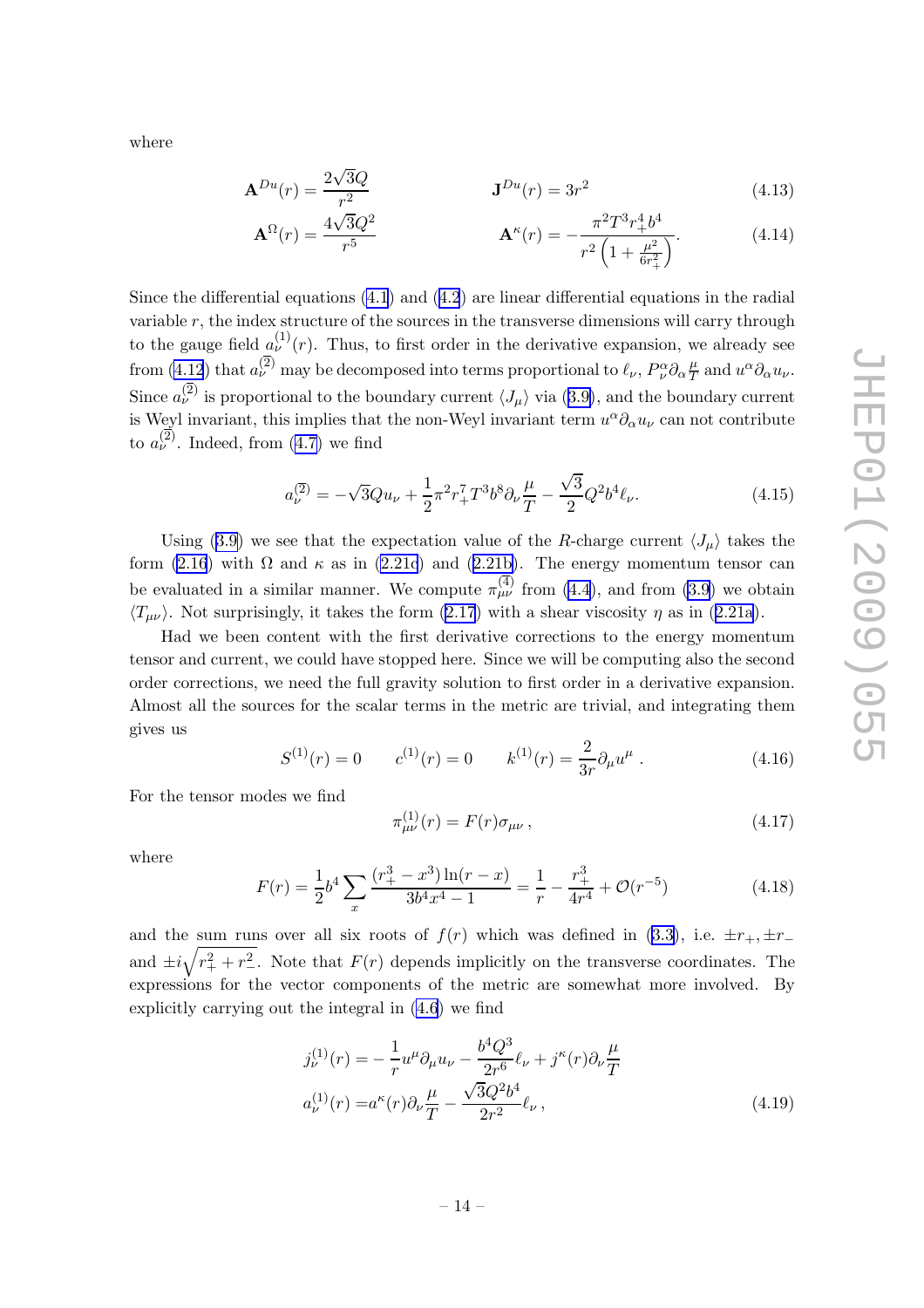where

$$\mathbf{A}^{Du}(r) = \frac{2\sqrt{3}Q}{r^2} \qquad\qquad \mathbf{J}^{Du}(r) = 3r^2 \tag{4.13}$$

$$\mathbf{A}^{\Omega}(r) = \frac{4\sqrt{3}Q^2}{r^5} \qquad\qquad \mathbf{A}^{\kappa}(r) = -\frac{\pi^2 T^3 r_+^4 b^4}{r^2\left(1+\frac{\mu^2}{6r_+^2}\right)}. \tag{4.14}$$

Since the differential equations (4.1) and (4.2) are linear differential equations in the radial variable $r$, the index structure of the sources in the transverse dimensions will carry through to the gauge field $a_\nu^{(1)}(r)$. Thus, to first order in the derivative expansion, we already see from (4.12) that $a_\nu^{(2)}$ may be decomposed into terms proportional to $\ell_\nu$, $P_\nu^\alpha \partial_\alpha \frac{\mu}{T}$ and $u^\alpha \partial_\alpha u_\nu$. Since $a_\nu^{(2)}$ is proportional to the boundary current $\langle J_\mu \rangle$ via (3.9), and the boundary current is Weyl invariant, this implies that the non-Weyl invariant term $u^\alpha \partial_\alpha u_\nu$ can not contribute to $a_\nu^{(2)}$. Indeed, from (4.7) we find

$$a_\nu^{(2)} = -\sqrt{3}Q u_\nu + \frac{1}{2}\pi^2 r_+^7 T^3 b^8 \partial_\nu \frac{\mu}{T} - \frac{\sqrt{3}}{2} Q^2 b^4 \ell_\nu. \tag{4.15}$$

Using (3.9) we see that the expectation value of the $R$-charge current $\langle J_\mu \rangle$ takes the form (2.16) with $\Omega$ and $\kappa$ as in (2.21c) and (2.21b). The energy momentum tensor can be evaluated in a similar manner. We compute $\pi_{\mu\nu}^{(4)}$ from (4.4), and from (3.9) we obtain $\langle T_{\mu\nu} \rangle$. Not surprisingly, it takes the form (2.17) with a shear viscosity $\eta$ as in (2.21a).

Had we been content with the first derivative corrections to the energy momentum tensor and current, we could have stopped here. Since we will be computing also the second order corrections, we need the full gravity solution to first order in a derivative expansion. Almost all the sources for the scalar terms in the metric are trivial, and integrating them gives us

$$S^{(1)}(r) = 0 \qquad c^{(1)}(r) = 0 \qquad k^{(1)}(r) = \frac{2}{3r}\partial_\mu u^\mu . \tag{4.16}$$

For the tensor modes we find

$$\pi_{\mu\nu}^{(1)}(r) = F(r)\sigma_{\mu\nu} , \tag{4.17}$$

where

$$F(r) = \frac{1}{2}b^4 \sum_x \frac{(r_+^3 - x^3)\ln(r-x)}{3b^4x^4 - 1} = \frac{1}{r} - \frac{r_+^3}{4r^4} + \mathcal{O}(r^{-5}) \tag{4.18}$$

and the sum runs over all six roots of $f(r)$ which was defined in (3.3), i.e. $\pm r_+, \pm r_-$ and $\pm i\sqrt{r_+^2 + r_-^2}$. Note that $F(r)$ depends implicitly on the transverse coordinates. The expressions for the vector components of the metric are somewhat more involved. By explicitly carrying out the integral in (4.6) we find

$$\begin{aligned}
j_\nu^{(1)}(r) &= -\frac{1}{r}u^\mu \partial_\mu u_\nu - \frac{b^4 Q^3}{2r^6}\ell_\nu + j^\kappa(r)\partial_\nu \frac{\mu}{T} \\
a_\nu^{(1)}(r) &= a^\kappa(r)\partial_\nu \frac{\mu}{T} - \frac{\sqrt{3}Q^2 b^4}{2r^2}\ell_\nu ,
\end{aligned} \tag{4.19}$$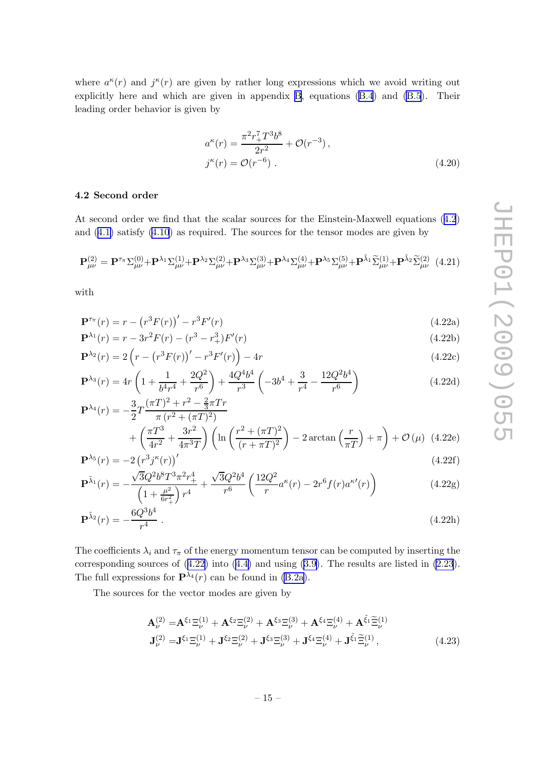where $a^\kappa(r)$ and $j^\kappa(r)$ are given by rather long expressions which we avoid writing out explicitly here and which are given in appendix B, equations (B.4) and (B.5). Their leading order behavior is given by

$$
\begin{aligned}
a^\kappa(r) &= \frac{\pi^2 r_+^7 T^3 b^8}{2r^2} + \mathcal{O}(r^{-3})\,, \\
j^\kappa(r) &= \mathcal{O}(r^{-6})\;.
\end{aligned} \tag{4.20}
$$

### 4.2 Second order

At second order we find that the scalar sources for the Einstein-Maxwell equations (4.2) and (4.1) satisfy (4.10) as required. The sources for the tensor modes are given by

$$
\mathbf{P}^{(2)}_{\mu\nu} = \mathbf{P}^{\tau_\pi}\Sigma^{(0)}_{\mu\nu} + \mathbf{P}^{\lambda_1}\Sigma^{(1)}_{\mu\nu} + \mathbf{P}^{\lambda_2}\Sigma^{(2)}_{\mu\nu} + \mathbf{P}^{\lambda_3}\Sigma^{(3)}_{\mu\nu} + \mathbf{P}^{\lambda_4}\Sigma^{(4)}_{\mu\nu} + \mathbf{P}^{\lambda_5}\Sigma^{(5)}_{\mu\nu} + \mathbf{P}^{\tilde\lambda_1}\widetilde\Sigma^{(1)}_{\mu\nu} + \mathbf{P}^{\tilde\lambda_2}\widetilde\Sigma^{(2)}_{\mu\nu} \tag{4.21}
$$

with

$$
\mathbf{P}^{\tau_\pi}(r) = r - \left(r^3 F(r)\right)' - r^3 F'(r) \tag{4.22a}
$$

$$
\mathbf{P}^{\lambda_1}(r) = r - 3r^2 F(r) - (r^3 - r_+^3) F'(r) \tag{4.22b}
$$

$$
\mathbf{P}^{\lambda_2}(r) = 2\left(r - \left(r^3 F(r)\right)' - r^3 F'(r)\right) - 4r \tag{4.22c}
$$

$$
\mathbf{P}^{\lambda_3}(r) = 4r\left(1 + \frac{1}{b^4 r^4} + \frac{2Q^2}{r^6}\right) + \frac{4Q^4 b^4}{r^3}\left(-3b^4 + \frac{3}{r^4} - \frac{12Q^2 b^4}{r^6}\right) \tag{4.22d}
$$

$$
\begin{aligned}
\mathbf{P}^{\lambda_4}(r) = &-\frac{3}{2}T\frac{(\pi T)^2 + r^2 - \frac{2}{3}\pi T r}{\pi\left(r^2 + (\pi T)^2\right)} \\
&+ \left(\frac{\pi T^3}{4r^2} + \frac{3r^2}{4\pi^3 T}\right)\left(\ln\left(\frac{r^2 + (\pi T)^2}{(r + \pi T)^2}\right) - 2\arctan\left(\frac{r}{\pi T}\right) + \pi\right) + \mathcal{O}(\mu)
\end{aligned} \tag{4.22e}
$$

$$
\mathbf{P}^{\lambda_5}(r) = -2\left(r^3 j^\kappa(r)\right)' \tag{4.22f}
$$

$$
\mathbf{P}^{\tilde\lambda_1}(r) = -\frac{\sqrt{3}Q^2 b^8 T^3 \pi^2 r_+^4}{\left(1 + \frac{\mu^2}{6r_+^2}\right) r^4} + \frac{\sqrt{3}Q^2 b^4}{r^6}\left(\frac{12Q^2}{r}a^\kappa(r) - 2r^6 f(r) a^{\kappa\prime}(r)\right) \tag{4.22g}
$$

$$
\mathbf{P}^{\tilde\lambda_2}(r) = -\frac{6Q^3 b^4}{r^4}\;. \tag{4.22h}
$$

The coefficients $\lambda_i$ and $\tau_\pi$ of the energy momentum tensor can be computed by inserting the corresponding sources of (4.22) into (4.4) and using (3.9). The results are listed in (2.23). The full expressions for $\mathbf{P}^{\lambda_4}(r)$ can be found in (B.2a).

The sources for the vector modes are given by

$$
\begin{aligned}
\mathbf{A}^{(2)}_\nu &= \mathbf{A}^{\xi_1}\Xi^{(1)}_\nu + \mathbf{A}^{\xi_2}\Xi^{(2)}_\nu + \mathbf{A}^{\xi_3}\Xi^{(3)}_\nu + \mathbf{A}^{\xi_4}\Xi^{(4)}_\nu + \mathbf{A}^{\tilde\xi_1}\widetilde\Xi^{(1)}_\nu \\
\mathbf{J}^{(2)}_\nu &= \mathbf{J}^{\xi_1}\Xi^{(1)}_\nu + \mathbf{J}^{\xi_2}\Xi^{(2)}_\nu + \mathbf{J}^{\xi_3}\Xi^{(3)}_\nu + \mathbf{J}^{\xi_4}\Xi^{(4)}_\nu + \mathbf{J}^{\tilde\xi_1}\widetilde\Xi^{(1)}_\nu\,,
\end{aligned} \tag{4.23}
$$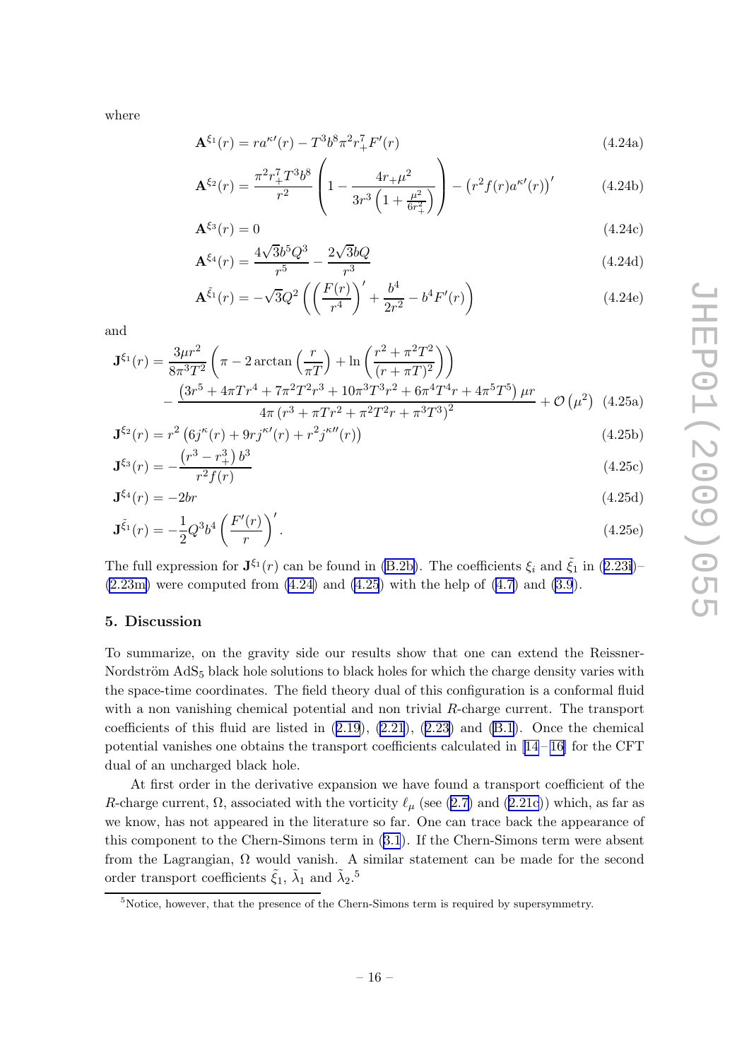where

$$\mathbf{A}^{\xi_1}(r) = r a^{\kappa\prime}(r) - T^3 b^8 \pi^2 r_+^7 F'(r) \tag{4.24a}$$

$$\mathbf{A}^{\xi_2}(r) = \frac{\pi^2 r_+^7 T^3 b^8}{r^2}\left(1 - \frac{4r_+\mu^2}{3r^3\left(1+\frac{\mu^2}{6r_+^2}\right)}\right) - \left(r^2 f(r) a^{\kappa\prime}(r)\right)' \tag{4.24b}$$

$$\mathbf{A}^{\xi_3}(r) = 0 \tag{4.24c}$$

$$\mathbf{A}^{\xi_4}(r) = \frac{4\sqrt{3}b^5Q^3}{r^5} - \frac{2\sqrt{3}bQ}{r^3} \tag{4.24d}$$

$$\mathbf{A}^{\tilde{\xi}_1}(r) = -\sqrt{3}Q^2\left(\left(\frac{F(r)}{r^4}\right)' + \frac{b^4}{2r^2} - b^4F'(r)\right) \tag{4.24e}$$

and

$$\begin{aligned}\mathbf{J}^{\xi_1}(r) = &\frac{3\mu r^2}{8\pi^3T^2}\left(\pi - 2\arctan\left(\frac{r}{\pi T}\right) + \ln\left(\frac{r^2+\pi^2T^2}{(r+\pi T)^2}\right)\right)\\ &-\frac{\left(3r^5+4\pi Tr^4+7\pi^2T^2r^3+10\pi^3T^3r^2+6\pi^4T^4r+4\pi^5T^5\right)\mu r}{4\pi\left(r^3+\pi Tr^2+\pi^2T^2r+\pi^3T^3\right)^2} + \mathcal{O}\left(\mu^2\right)\end{aligned} \tag{4.25a}$$

$$\mathbf{J}^{\xi_2}(r) = r^2\left(6j^\kappa(r) + 9rj^{\kappa\prime}(r) + r^2j^{\kappa\prime\prime}(r)\right) \tag{4.25b}$$

$$\mathbf{J}^{\xi_3}(r) = -\frac{\left(r^3 - r_+^3\right)b^3}{r^2 f(r)} \tag{4.25c}$$

$$\mathbf{J}^{\xi_4}(r) = -2br \tag{4.25d}$$

$$\mathbf{J}^{\tilde{\xi}_1}(r) = -\frac{1}{2}Q^3b^4\left(\frac{F'(r)}{r}\right)'. \tag{4.25e}$$

The full expression for $\mathbf{J}^{\xi_1}(r)$ can be found in (B.2b). The coefficients $\xi_i$ and $\tilde{\xi}_1$ in (2.23i)–(2.23m) were computed from (4.24) and (4.25) with the help of (4.7) and (3.9).

## 5. Discussion

To summarize, on the gravity side our results show that one can extend the Reissner-Nordström AdS$_5$ black hole solutions to black holes for which the charge density varies with the space-time coordinates. The field theory dual of this configuration is a conformal fluid with a non vanishing chemical potential and non trivial $R$-charge current. The transport coefficients of this fluid are listed in (2.19), (2.21), (2.23) and (B.1). Once the chemical potential vanishes one obtains the transport coefficients calculated in [14]–[16] for the CFT dual of an uncharged black hole.

At first order in the derivative expansion we have found a transport coefficient of the $R$-charge current, $\Omega$, associated with the vorticity $\ell_\mu$ (see (2.7) and (2.21c)) which, as far as we know, has not appeared in the literature so far. One can trace back the appearance of this component to the Chern-Simons term in (3.1). If the Chern-Simons term were absent from the Lagrangian, $\Omega$ would vanish. A similar statement can be made for the second order transport coefficients $\tilde{\xi}_1$, $\tilde{\lambda}_1$ and $\tilde{\lambda}_2$.[5]

[5] Notice, however, that the presence of the Chern-Simons term is required by supersymmetry.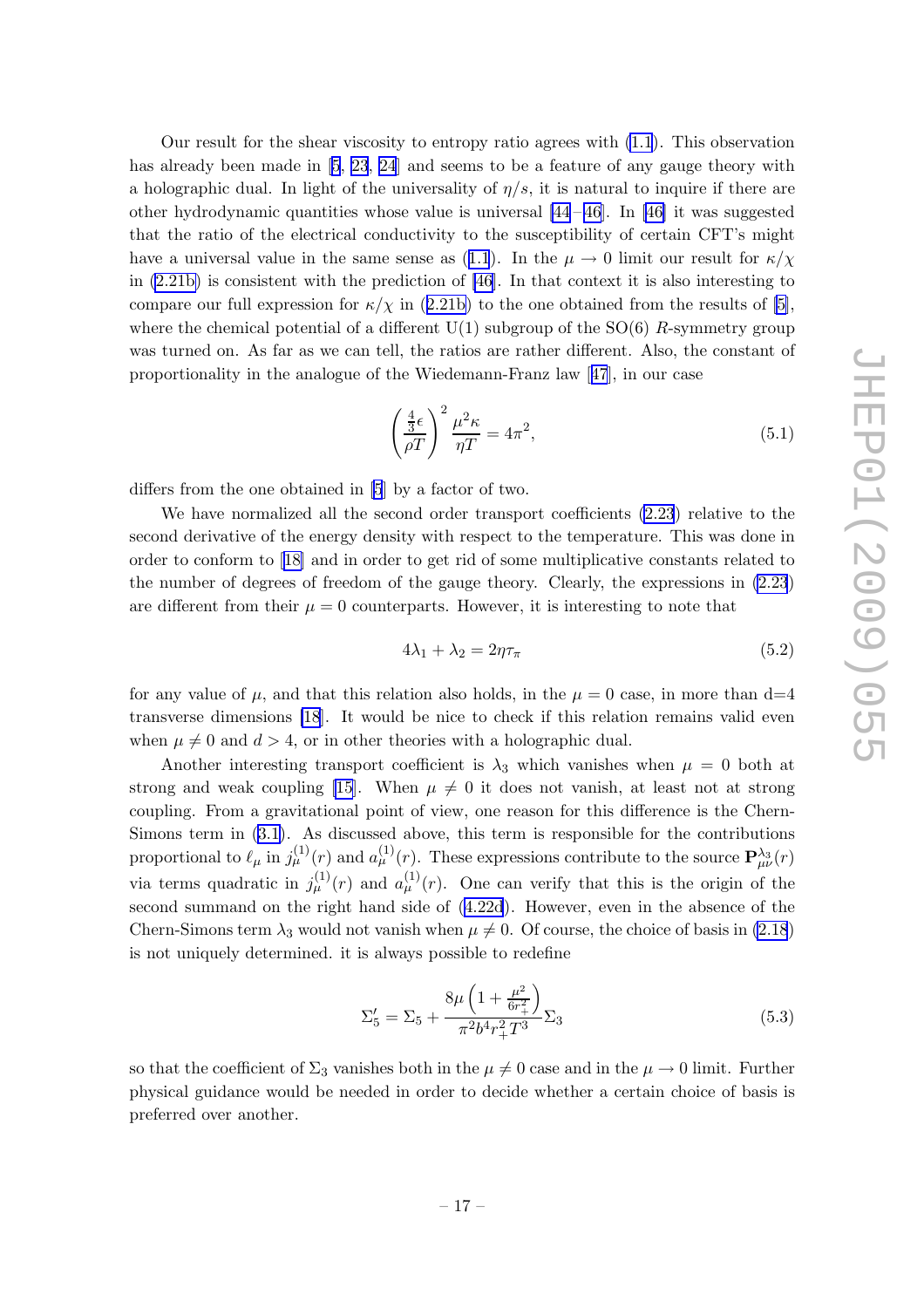Our result for the shear viscosity to entropy ratio agrees with (1.1). This observation has already been made in [5, 23, 24] and seems to be a feature of any gauge theory with a holographic dual. In light of the universality of $\eta/s$, it is natural to inquire if there are other hydrodynamic quantities whose value is universal [44–46]. In [46] it was suggested that the ratio of the electrical conductivity to the susceptibility of certain CFT's might have a universal value in the same sense as (1.1). In the $\mu \to 0$ limit our result for $\kappa/\chi$ in (2.21b) is consistent with the prediction of [46]. In that context it is also interesting to compare our full expression for $\kappa/\chi$ in (2.21b) to the one obtained from the results of [5], where the chemical potential of a different U(1) subgroup of the SO(6) $R$-symmetry group was turned on. As far as we can tell, the ratios are rather different. Also, the constant of proportionality in the analogue of the Wiedemann-Franz law [47], in our case

$$\left(\frac{\frac{4}{3}\epsilon}{\rho T}\right)^2 \frac{\mu^2 \kappa}{\eta T} = 4\pi^2, \tag{5.1}$$

differs from the one obtained in [5] by a factor of two.

We have normalized all the second order transport coefficients (2.23) relative to the second derivative of the energy density with respect to the temperature. This was done in order to conform to [18] and in order to get rid of some multiplicative constants related to the number of degrees of freedom of the gauge theory. Clearly, the expressions in (2.23) are different from their $\mu = 0$ counterparts. However, it is interesting to note that

$$4\lambda_1 + \lambda_2 = 2\eta\tau_\pi \tag{5.2}$$

for any value of $\mu$, and that this relation also holds, in the $\mu = 0$ case, in more than d=4 transverse dimensions [18]. It would be nice to check if this relation remains valid even when $\mu \neq 0$ and $d > 4$, or in other theories with a holographic dual.

Another interesting transport coefficient is $\lambda_3$ which vanishes when $\mu = 0$ both at strong and weak coupling [15]. When $\mu \neq 0$ it does not vanish, at least not at strong coupling. From a gravitational point of view, one reason for this difference is the Chern-Simons term in (3.1). As discussed above, this term is responsible for the contributions proportional to $\ell_\mu$ in $j^{(1)}_\mu(r)$ and $a^{(1)}_\mu(r)$. These expressions contribute to the source $\mathbf{P}^{\lambda_3}_{\mu\nu}(r)$ via terms quadratic in $j^{(1)}_\mu(r)$ and $a^{(1)}_\mu(r)$. One can verify that this is the origin of the second summand on the right hand side of (4.22d). However, even in the absence of the Chern-Simons term $\lambda_3$ would not vanish when $\mu \neq 0$. Of course, the choice of basis in (2.18) is not uniquely determined. it is always possible to redefine

$$\Sigma_5' = \Sigma_5 + \frac{8\mu\left(1 + \frac{\mu^2}{6r_+^2}\right)}{\pi^2 b^4 r_+^2 T^3}\Sigma_3 \tag{5.3}$$

so that the coefficient of $\Sigma_3$ vanishes both in the $\mu \neq 0$ case and in the $\mu \to 0$ limit. Further physical guidance would be needed in order to decide whether a certain choice of basis is preferred over another.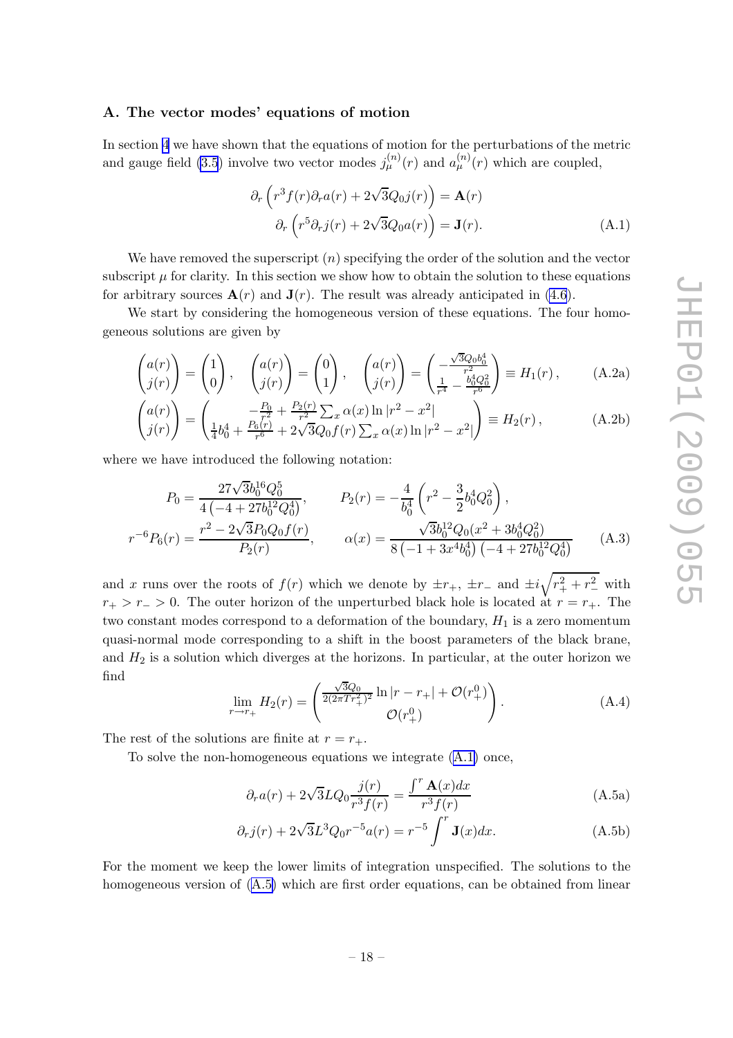## A. The vector modes' equations of motion

In section 4 we have shown that the equations of motion for the perturbations of the metric and gauge field (3.5) involve two vector modes $j_\mu^{(n)}(r)$ and $a_\mu^{(n)}(r)$ which are coupled,

$$
\begin{aligned}
\partial_r\left(r^3 f(r)\partial_r a(r) + 2\sqrt{3}Q_0 j(r)\right) &= \mathbf{A}(r) \\
\partial_r\left(r^5 \partial_r j(r) + 2\sqrt{3}Q_0 a(r)\right) &= \mathbf{J}(r).
\end{aligned}
\tag{A.1}
$$

We have removed the superscript $(n)$ specifying the order of the solution and the vector subscript $\mu$ for clarity. In this section we show how to obtain the solution to these equations for arbitrary sources $\mathbf{A}(r)$ and $\mathbf{J}(r)$. The result was already anticipated in (4.6).

We start by considering the homogeneous version of these equations. The four homogeneous solutions are given by

$$
\begin{pmatrix} a(r) \\ j(r) \end{pmatrix} = \begin{pmatrix} 1 \\ 0 \end{pmatrix}, \quad \begin{pmatrix} a(r) \\ j(r) \end{pmatrix} = \begin{pmatrix} 0 \\ 1 \end{pmatrix}, \quad \begin{pmatrix} a(r) \\ j(r) \end{pmatrix} = \begin{pmatrix} -\frac{\sqrt{3}Q_0 b_0^4}{r^2} \\ \frac{1}{r^4} - \frac{b_0^4 Q_0^2}{r^6} \end{pmatrix} \equiv H_1(r)\,, \tag{A.2a}
$$

$$
\begin{pmatrix} a(r) \\ j(r) \end{pmatrix} = \begin{pmatrix} -\frac{P_0}{r^2} + \frac{P_2(r)}{r^2}\sum_x \alpha(x)\ln|r^2 - x^2| \\ \frac{1}{4}b_0^4 + \frac{P_6(r)}{r^6} + 2\sqrt{3}Q_0 f(r)\sum_x \alpha(x)\ln|r^2 - x^2| \end{pmatrix} \equiv H_2(r)\,, \tag{A.2b}
$$

where we have introduced the following notation:

$$
\begin{aligned}
P_0 &= \frac{27\sqrt{3}b_0^{16}Q_0^5}{4\left(-4 + 27 b_0^{12}Q_0^4\right)}, & P_2(r) &= -\frac{4}{b_0^4}\left(r^2 - \frac{3}{2}b_0^4 Q_0^2\right), \\
r^{-6}P_6(r) &= \frac{r^2 - 2\sqrt{3}P_0 Q_0 f(r)}{P_2(r)}, & \alpha(x) &= \frac{\sqrt{3}b_0^{12}Q_0(x^2 + 3b_0^4 Q_0^2)}{8\left(-1 + 3x^4 b_0^4\right)\left(-4 + 27 b_0^{12}Q_0^4\right)}
\end{aligned}
\tag{A.3}
$$

and $x$ runs over the roots of $f(r)$ which we denote by $\pm r_+$, $\pm r_-$ and $\pm i\sqrt{r_+^2 + r_-^2}$ with $r_+ > r_- > 0$. The outer horizon of the unperturbed black hole is located at $r = r_+$. The two constant modes correspond to a deformation of the boundary, $H_1$ is a zero momentum quasi-normal mode corresponding to a shift in the boost parameters of the black brane, and $H_2$ is a solution which diverges at the horizons. In particular, at the outer horizon we find

$$
\lim_{r\to r_+} H_2(r) = \begin{pmatrix} \frac{\sqrt{3}Q_0}{2(2\pi T r_+^2)^2}\ln|r - r_+| + \mathcal{O}(r_+^0) \\ \mathcal{O}(r_+^0) \end{pmatrix}. \tag{A.4}
$$

The rest of the solutions are finite at $r = r_+$.

To solve the non-homogeneous equations we integrate (A.1) once,

$$
\partial_r a(r) + 2\sqrt{3}LQ_0\frac{j(r)}{r^3 f(r)} = \frac{\int^r \mathbf{A}(x)dx}{r^3 f(r)} \tag{A.5a}
$$

$$
\partial_r j(r) + 2\sqrt{3}L^3 Q_0 r^{-5} a(r) = r^{-5}\int^r \mathbf{J}(x)dx. \tag{A.5b}
$$

For the moment we keep the lower limits of integration unspecified. The solutions to the homogeneous version of (A.5) which are first order equations, can be obtained from linear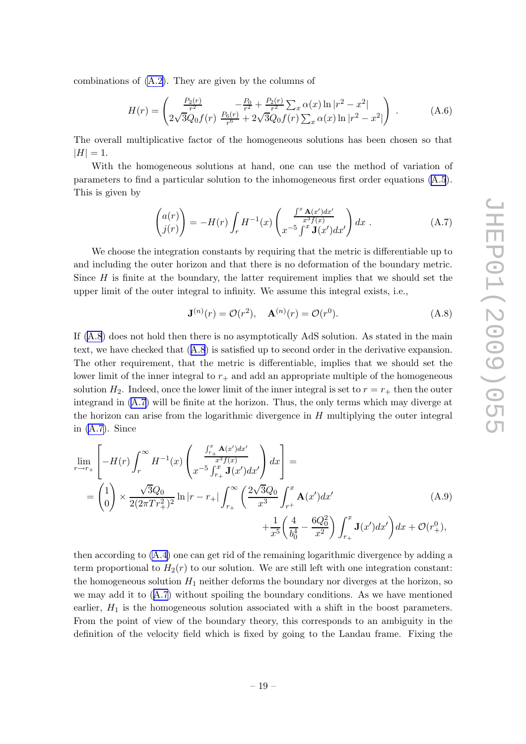combinations of (A.2). They are given by the columns of

$$H(r) = \begin{pmatrix} \frac{P_2(r)}{r^2} & -\frac{P_0}{r^2} + \frac{P_2(r)}{r^2}\sum_x \alpha(x)\ln|r^2-x^2| \\ 2\sqrt{3}Q_0 f(r) & \frac{P_6(r)}{r^6} + 2\sqrt{3}Q_0 f(r)\sum_x \alpha(x)\ln|r^2-x^2| \end{pmatrix} . \tag{A.6}$$

The overall multiplicative factor of the homogeneous solutions has been chosen so that $|H| = 1$.

With the homogeneous solutions at hand, one can use the method of variation of parameters to find a particular solution to the inhomogeneous first order equations (A.5). This is given by

$$\begin{pmatrix} a(r) \\ j(r) \end{pmatrix} = -H(r)\int_r H^{-1}(x)\begin{pmatrix} \frac{\int^x \mathbf{A}(x')dx'}{x^3 f(x)} \\ x^{-5}\int^x \mathbf{J}(x')dx' \end{pmatrix} dx \ . \tag{A.7}$$

We choose the integration constants by requiring that the metric is differentiable up to and including the outer horizon and that there is no deformation of the boundary metric. Since $H$ is finite at the boundary, the latter requirement implies that we should set the upper limit of the outer integral to infinity. We assume this integral exists, i.e.,

$$\mathbf{J}^{(n)}(r) = \mathcal{O}(r^2), \quad \mathbf{A}^{(n)}(r) = \mathcal{O}(r^0). \tag{A.8}$$

If (A.8) does not hold then there is no asymptotically AdS solution. As stated in the main text, we have checked that (A.8) is satisfied up to second order in the derivative expansion. The other requirement, that the metric is differentiable, implies that we should set the lower limit of the inner integral to $r_+$ and add an appropriate multiple of the homogeneous solution $H_2$. Indeed, once the lower limit of the inner integral is set to $r = r_+$ then the outer integrand in (A.7) will be finite at the horizon. Thus, the only terms which may diverge at the horizon can arise from the logarithmic divergence in $H$ multiplying the outer integral in (A.7). Since

$$\begin{aligned}
\lim_{r\to r_+}&\left[-H(r)\int_r^\infty H^{-1}(x)\begin{pmatrix} \frac{\int_{r_+}^x \mathbf{A}(x')dx'}{x^3 f(x)} \\ x^{-5}\int_{r_+}^x \mathbf{J}(x')dx' \end{pmatrix} dx\right] = \\
&= \begin{pmatrix} 1 \\ 0 \end{pmatrix} \times \frac{\sqrt{3}Q_0}{2(2\pi T r_+^2)^2}\ln|r-r_+|\int_{r_+}^\infty \left(\frac{2\sqrt{3}Q_0}{x^3}\int_{r^+}^x \mathbf{A}(x')dx'\right. \\
&\qquad\qquad \left. +\frac{1}{x^5}\left(\frac{4}{b_0^4}-\frac{6Q_0^2}{x^2}\right)\int_{r_+}^x \mathbf{J}(x')dx'\right)dx + \mathcal{O}(r_+^0),
\end{aligned} \tag{A.9}$$

then according to (A.4) one can get rid of the remaining logarithmic divergence by adding a term proportional to $H_2(r)$ to our solution. We are still left with one integration constant: the homogeneous solution $H_1$ neither deforms the boundary nor diverges at the horizon, so we may add it to (A.7) without spoiling the boundary conditions. As we have mentioned earlier, $H_1$ is the homogeneous solution associated with a shift in the boost parameters. From the point of view of the boundary theory, this corresponds to an ambiguity in the definition of the velocity field which is fixed by going to the Landau frame. Fixing the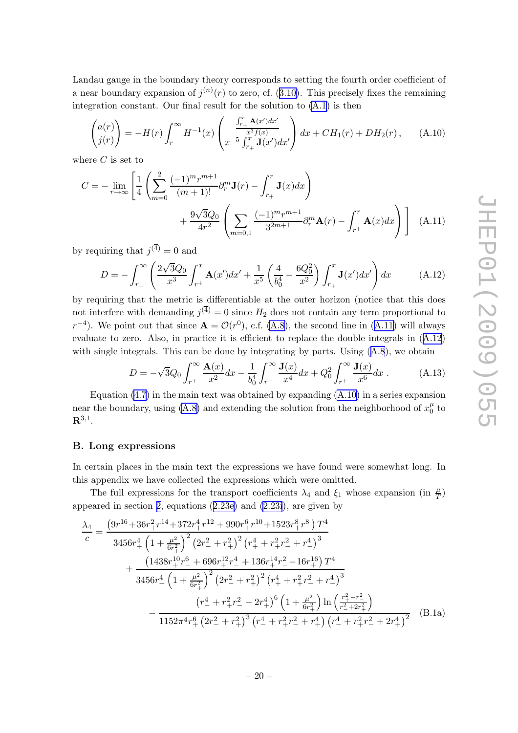Landau gauge in the boundary theory corresponds to setting the fourth order coefficient of a near boundary expansion of $j^{(n)}(r)$ to zero, cf. (3.10). This precisely fixes the remaining integration constant. Our final result for the solution to (A.1) is then

$$\begin{pmatrix} a(r) \\ j(r) \end{pmatrix} = -H(r)\int_r^\infty H^{-1}(x)\begin{pmatrix} \frac{\int_{r_+}^x \mathbf{A}(x')dx'}{x^3 f(x)} \\ x^{-5}\int_{r_+}^x \mathbf{J}(x')dx' \end{pmatrix} dx + CH_1(r) + DH_2(r)\,, \tag{A.10}$$

where $C$ is set to

$$C = -\lim_{r\to\infty}\left[\frac{1}{4}\left(\sum_{m=0}^{2}\frac{(-1)^m r^{m+1}}{(m+1)!}\partial_r^m \mathbf{J}(r) - \int_{r_+}^r \mathbf{J}(x)dx\right) \right. \\ \left. + \frac{9\sqrt{3}Q_0}{4r^2}\left(\sum_{m=0,1}\frac{(-1)^m r^{m+1}}{3^{2m+1}}\partial_r^m \mathbf{A}(r) - \int_{r^+}^r \mathbf{A}(x)dx\right)\right] \tag{A.11}$$

by requiring that $j^{(4)} = 0$ and

$$D = -\int_{r_+}^\infty \left(\frac{2\sqrt{3}Q_0}{x^3}\int_{r^+}^x \mathbf{A}(x')dx' + \frac{1}{x^5}\left(\frac{4}{b_0^4} - \frac{6Q_0^2}{x^2}\right)\int_{r_+}^x \mathbf{J}(x')dx'\right)dx \tag{A.12}$$

by requiring that the metric is differentiable at the outer horizon (notice that this does not interfere with demanding $j^{(4)} = 0$ since $H_2$ does not contain any term proportional to $r^{-4}$). We point out that since $\mathbf{A} = \mathcal{O}(r^0)$, c.f. (A.8), the second line in (A.11) will always evaluate to zero. Also, in practice it is efficient to replace the double integrals in (A.12) with single integrals. This can be done by integrating by parts. Using (A.8), we obtain

$$D = -\sqrt{3}Q_0\int_{r^+}^\infty \frac{\mathbf{A}(x)}{x^2}dx - \frac{1}{b_0^4}\int_{r^+}^\infty \frac{\mathbf{J}(x)}{x^4}dx + Q_0^2\int_{r^+}^\infty \frac{\mathbf{J}(x)}{x^6}dx\,. \tag{A.13}$$

Equation (4.7) in the main text was obtained by expanding (A.10) in a series expansion near the boundary, using (A.8) and extending the solution from the neighborhood of $x_0^\mu$ to $\mathbf{R}^{3,1}$.

## B. Long expressions

In certain places in the main text the expressions we have found were somewhat long. In this appendix we have collected the expressions which were omitted.

The full expressions for the transport coefficients $\lambda_4$ and $\xi_1$ whose expansion (in $\frac{\mu}{T}$) appeared in section 2, equations (2.23e) and (2.23i), are given by

$$\begin{aligned}\frac{\lambda_4}{c} =& \frac{\left(9r_-^{16}+36r_+^2r_-^{14}+372r_+^4r_-^{12}+990r_+^6r_-^{10}+1523r_+^8r_-^8\right)T^4}{3456r_+^4\left(1+\frac{\mu^2}{6r_+^2}\right)^2\left(2r_-^2+r_+^2\right)^2\left(r_+^4+r_+^2r_-^2+r_-^4\right)^3} \\ &+\frac{\left(1438r_+^{10}r_-^6+696r_+^{12}r_-^4+136r_+^{14}r_-^2-16r_+^{16}\right)T^4}{3456r_+^4\left(1+\frac{\mu^2}{6r_+^2}\right)^2\left(2r_-^2+r_+^2\right)^2\left(r_+^4+r_+^2r_-^2+r_-^4\right)^3} \\ &-\frac{\left(r_-^4+r_+^2r_-^2-2r_+^4\right)^6\left(1+\frac{\mu^2}{6r_+^2}\right)\ln\left(\frac{r_+^2-r_-^2}{r_-^2+2r_+^2}\right)}{1152\pi^4r_+^6\left(2r_-^2+r_+^2\right)^3\left(r_-^4+r_+^2r_-^2+r_+^4\right)\left(r_-^4+r_+^2r_-^2+2r_+^4\right)^2}\end{aligned} \tag{B.1a}$$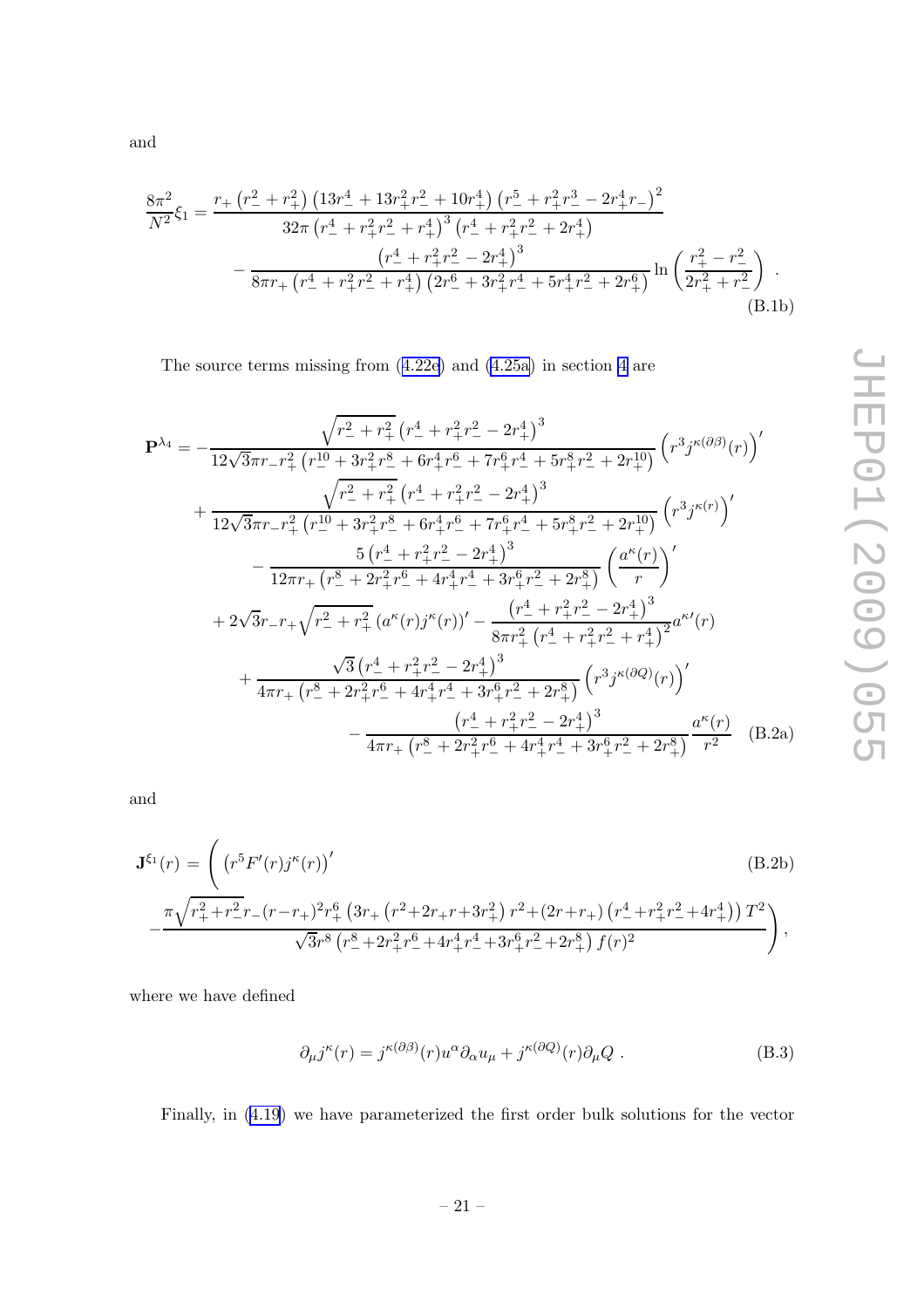and

$$
\frac{8\pi^2}{N^2}\xi_1 = \frac{r_+\left(r_-^2+r_+^2\right)\left(13r_-^4+13r_+^2r_-^2+10r_+^4\right)\left(r_-^5+r_+^2r_-^3-2r_+^4r_-\right)^2}{32\pi\left(r_-^4+r_+^2r_-^2+r_+^4\right)^3\left(r_-^4+r_+^2r_-^2+2r_+^4\right)}
- \frac{\left(r_-^4+r_+^2r_-^2-2r_+^4\right)^3}{8\pi r_+\left(r_-^4+r_+^2r_-^2+r_+^4\right)\left(2r_-^6+3r_+^2r_-^4+5r_+^4r_-^2+2r_+^6\right)}\ln\left(\frac{r_+^2-r_-^2}{2r_+^2+r_-^2}\right)\ . \tag{B.1b}
$$

The source terms missing from (4.22e) and (4.25a) in section 4 are

$$
\begin{aligned}
\mathbf{P}^{\lambda_4} = &-\frac{\sqrt{r_-^2+r_+^2}\left(r_-^4+r_+^2r_-^2-2r_+^4\right)^3}{12\sqrt{3}\pi r_- r_+^2\left(r_-^{10}+3r_+^2r_-^8+6r_+^4r_-^6+7r_+^6r_-^4+5r_+^8r_-^2+2r_+^{10}\right)}\left(r^3 j^{\kappa(\partial\beta)}(r)\right)' \\
&+\frac{\sqrt{r_-^2+r_+^2}\left(r_-^4+r_+^2r_-^2-2r_+^4\right)^3}{12\sqrt{3}\pi r_- r_+^2\left(r_-^{10}+3r_+^2r_-^8+6r_+^4r_-^6+7r_+^6r_-^4+5r_+^8r_-^2+2r_+^{10}\right)}\left(r^3 j^{\kappa(r)}\right)' \\
&-\frac{5\left(r_-^4+r_+^2r_-^2-2r_+^4\right)^3}{12\pi r_+\left(r_-^8+2r_+^2r_-^6+4r_+^4r_-^4+3r_+^6r_-^2+2r_+^8\right)}\left(\frac{a^\kappa(r)}{r}\right)' \\
&+2\sqrt{3}r_- r_+\sqrt{r_-^2+r_+^2}\left(a^\kappa(r)j^\kappa(r)\right)' - \frac{\left(r_-^4+r_+^2r_-^2-2r_+^4\right)^3}{8\pi r_+^2\left(r_-^4+r_+^2r_-^2+r_+^4\right)^2}a^{\kappa\prime}(r) \\
&+\frac{\sqrt{3}\left(r_-^4+r_+^2r_-^2-2r_+^4\right)^3}{4\pi r_+\left(r_-^8+2r_+^2r_-^6+4r_+^4r_-^4+3r_+^6r_-^2+2r_+^8\right)}\left(r^3 j^{\kappa(\partial Q)}(r)\right)' \\
&-\frac{\left(r_-^4+r_+^2r_-^2-2r_+^4\right)^3}{4\pi r_+\left(r_-^8+2r_+^2r_-^6+4r_+^4r_-^4+3r_+^6r_-^2+2r_+^8\right)}\frac{a^\kappa(r)}{r^2}
\end{aligned} \tag{B.2a}
$$

and

$$
\begin{aligned}
\mathbf{J}^{\xi_1}(r) = \Bigg( &\left(r^5 F'(r) j^\kappa(r)\right)' \\
&-\frac{\pi\sqrt{r_+^2+r_-^2}\,r_-(r-r_+)^2 r_+^6\left(3r_+\left(r^2+2r_+r+3r_+^2\right)r^2+(2r+r_+)\left(r_-^4+r_+^2r_-^2+4r_+^4\right)\right)T^2}{\sqrt{3}r^8\left(r_-^8+2r_+^2r_-^6+4r_+^4r_-^4+3r_+^6r_-^2+2r_+^8\right)f(r)^2}\Bigg),
\end{aligned} \tag{B.2b}
$$

where we have defined

$$
\partial_\mu j^\kappa(r) = j^{\kappa(\partial\beta)}(r)u^\alpha\partial_\alpha u_\mu + j^{\kappa(\partial Q)}(r)\partial_\mu Q\ . \tag{B.3}
$$

Finally, in (4.19) we have parameterized the first order bulk solutions for the vector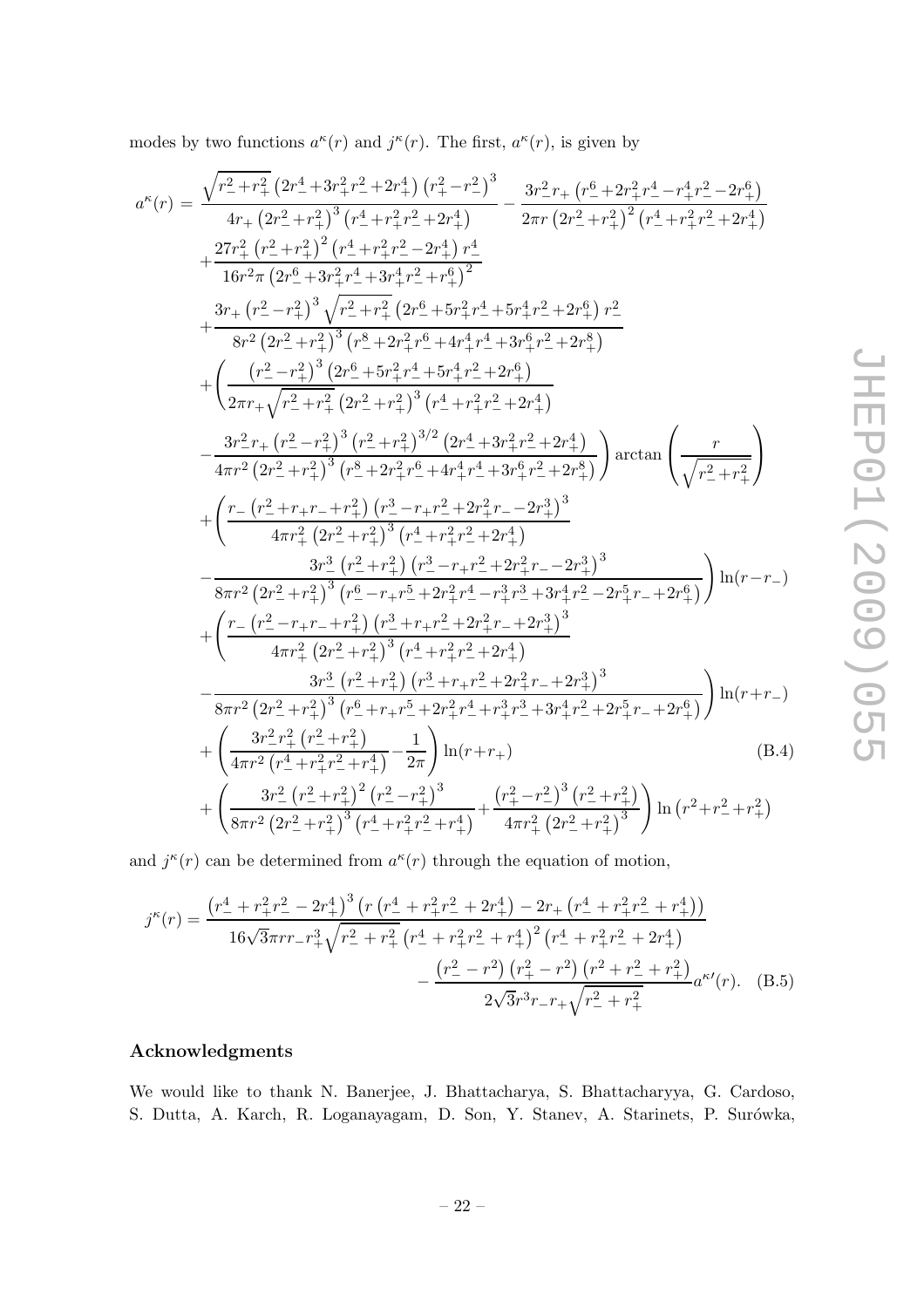modes by two functions $a^\kappa(r)$ and $j^\kappa(r)$. The first, $a^\kappa(r)$, is given by

$$
\begin{aligned}
a^\kappa(r) =\; & \frac{\sqrt{r_-^2+r_+^2}\left(2r_-^4+3r_+^2r_-^2+2r_+^4\right)\left(r_+^2-r_-^2\right)^3}{4r_+\left(2r_-^2+r_+^2\right)^3\left(r_-^4+r_+^2r_-^2+2r_+^4\right)} - \frac{3r_-^2r_+\left(r_-^6+2r_+^2r_-^4-r_+^4r_-^2-2r_+^6\right)}{2\pi r\left(2r_-^2+r_+^2\right)^2\left(r_-^4+r_+^2r_-^2+2r_+^4\right)} \\
& +\frac{27r_+^2\left(r_-^2+r_+^2\right)^2\left(r_-^4+r_+^2r_-^2-2r_+^4\right)r_-^4}{16r^2\pi\left(2r_-^6+3r_+^2r_-^4+3r_+^4r_-^2+r_+^6\right)^2} \\
& +\frac{3r_+\left(r_-^2-r_+^2\right)^3\sqrt{r_-^2+r_+^2}\left(2r_-^6+5r_+^2r_-^4+5r_+^4r_-^2+2r_+^6\right)r_-^2}{8r^2\left(2r_-^2+r_+^2\right)^3\left(r_-^8+2r_+^2r_-^6+4r_+^4r_-^4+3r_+^6r_-^2+2r_+^8\right)} \\
& +\left(\frac{\left(r_-^2-r_+^2\right)^3\left(2r_-^6+5r_+^2r_-^4+5r_+^4r_-^2+2r_+^6\right)}{2\pi r_+\sqrt{r_-^2+r_+^2}\left(2r_-^2+r_+^2\right)^3\left(r_-^4+r_+^2r_-^2+2r_+^4\right)}\right. \\
& \left.-\frac{3r_-^2r_+\left(r_-^2-r_+^2\right)^3\left(r_-^2+r_+^2\right)^{3/2}\left(2r_-^4+3r_+^2r_-^2+2r_+^4\right)}{4\pi r^2\left(2r_-^2+r_+^2\right)^3\left(r_-^8+2r_+^2r_-^6+4r_+^4r_-^4+3r_+^6r_-^2+2r_+^8\right)}\right)\arctan\left(\frac{r}{\sqrt{r_-^2+r_+^2}}\right) \\
& +\left(\frac{r_-\left(r_-^2+r_+r_-+r_+^2\right)\left(r_-^3-r_+r_-^2+2r_+^2r_--2r_+^3\right)^3}{4\pi r_+^2\left(2r_-^2+r_+^2\right)^3\left(r_-^4+r_+^2r_-^2+2r_+^4\right)}\right. \\
& \left.-\frac{3r_-^3\left(r_-^2+r_+^2\right)\left(r_-^3-r_+r_-^2+2r_+^2r_--2r_+^3\right)^3}{8\pi r^2\left(2r_-^2+r_+^2\right)^3\left(r_-^6-r_+r_-^5+2r_+^2r_-^4-r_+^3r_-^3+3r_+^4r_-^2-2r_+^5r_-+2r_+^6\right)}\right)\ln(r-r_-) \\
& +\left(\frac{r_-\left(r_-^2-r_+r_-+r_+^2\right)\left(r_-^3+r_+r_-^2+2r_+^2r_-+2r_+^3\right)^3}{4\pi r_+^2\left(2r_-^2+r_+^2\right)^3\left(r_-^4+r_+^2r_-^2+2r_+^4\right)}\right. \\
& \left.-\frac{3r_-^3\left(r_-^2+r_+^2\right)\left(r_-^3+r_+r_-^2+2r_+^2r_-+2r_+^3\right)^3}{8\pi r^2\left(2r_-^2+r_+^2\right)^3\left(r_-^6+r_+r_-^5+2r_+^2r_-^4+r_+^3r_-^3+3r_+^4r_-^2+2r_+^5r_-+2r_+^6\right)}\right)\ln(r+r_-) \\
& +\left(\frac{3r_-^2r_+^2\left(r_-^2+r_+^2\right)}{4\pi r^2\left(r_-^4+r_+^2r_-^2+r_+^4\right)}-\frac{1}{2\pi}\right)\ln(r+r_+) \qquad\qquad\qquad\qquad\qquad\qquad \text{(B.4)} \\
& +\left(\frac{3r_-^2\left(r_-^2+r_+^2\right)^2\left(r_-^2-r_+^2\right)^3}{8\pi r^2\left(2r_-^2+r_+^2\right)^3\left(r_-^4+r_+^2r_-^2+r_+^4\right)}+\frac{\left(r_+^2-r_-^2\right)^3\left(r_-^2+r_+^2\right)}{4\pi r_+^2\left(2r_-^2+r_+^2\right)^3}\right)\ln\left(r^2+r_-^2+r_+^2\right)
\end{aligned}
$$

and $j^\kappa(r)$ can be determined from $a^\kappa(r)$ through the equation of motion,

$$
\begin{aligned}
j^\kappa(r) = & \frac{\left(r_-^4+r_+^2r_-^2-2r_+^4\right)^3\left(r\left(r_-^4+r_+^2r_-^2+2r_+^4\right)-2r_+\left(r_-^4+r_+^2r_-^2+r_+^4\right)\right)}{16\sqrt{3}\pi r r_- r_+^3\sqrt{r_-^2+r_+^2}\left(r_-^4+r_+^2r_-^2+r_+^4\right)^2\left(r_-^4+r_+^2r_-^2+2r_+^4\right)} \\
& -\frac{\left(r_-^2-r^2\right)\left(r_+^2-r^2\right)\left(r^2+r_-^2+r_+^2\right)}{2\sqrt{3}r^3r_-r_+\sqrt{r_-^2+r_+^2}}a^{\kappa\prime}(r). \qquad \text{(B.5)}
\end{aligned}
$$

## Acknowledgments

We would like to thank N. Banerjee, J. Bhattacharya, S. Bhattacharyya, G. Cardoso, S. Dutta, A. Karch, R. Loganayagam, D. Son, Y. Stanev, A. Starinets, P. Surówka,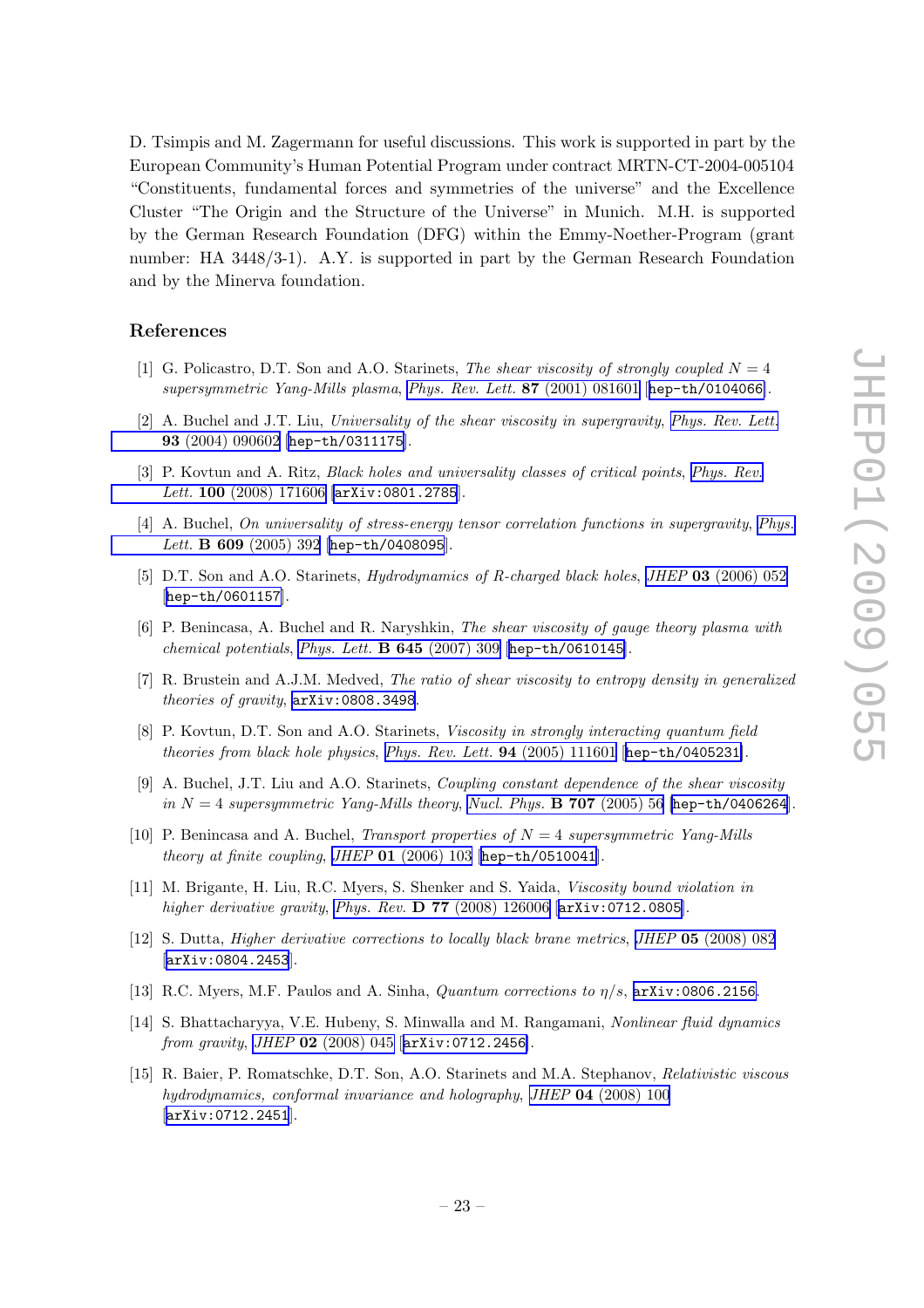D. Tsimpis and M. Zagermann for useful discussions. This work is supported in part by the European Community's Human Potential Program under contract MRTN-CT-2004-005104 "Constituents, fundamental forces and symmetries of the universe" and the Excellence Cluster "The Origin and the Structure of the Universe" in Munich. M.H. is supported by the German Research Foundation (DFG) within the Emmy-Noether-Program (grant number: HA 3448/3-1). A.Y. is supported in part by the German Research Foundation and by the Minerva foundation.

## References

[1] G. Policastro, D.T. Son and A.O. Starinets, *The shear viscosity of strongly coupled $N = 4$ supersymmetric Yang-Mills plasma*, *Phys. Rev. Lett.* **87** (2001) 081601 [hep-th/0104066].

[2] A. Buchel and J.T. Liu, *Universality of the shear viscosity in supergravity*, *Phys. Rev. Lett.* **93** (2004) 090602 [hep-th/0311175].

[3] P. Kovtun and A. Ritz, *Black holes and universality classes of critical points*, *Phys. Rev. Lett.* **100** (2008) 171606 [arXiv:0801.2785].

[4] A. Buchel, *On universality of stress-energy tensor correlation functions in supergravity*, *Phys. Lett.* **B 609** (2005) 392 [hep-th/0408095].

[5] D.T. Son and A.O. Starinets, *Hydrodynamics of R-charged black holes*, *JHEP* **03** (2006) 052 [hep-th/0601157].

[6] P. Benincasa, A. Buchel and R. Naryshkin, *The shear viscosity of gauge theory plasma with chemical potentials*, *Phys. Lett.* **B 645** (2007) 309 [hep-th/0610145].

[7] R. Brustein and A.J.M. Medved, *The ratio of shear viscosity to entropy density in generalized theories of gravity*, arXiv:0808.3498.

[8] P. Kovtun, D.T. Son and A.O. Starinets, *Viscosity in strongly interacting quantum field theories from black hole physics*, *Phys. Rev. Lett.* **94** (2005) 111601 [hep-th/0405231].

[9] A. Buchel, J.T. Liu and A.O. Starinets, *Coupling constant dependence of the shear viscosity in $N = 4$ supersymmetric Yang-Mills theory*, *Nucl. Phys.* **B 707** (2005) 56 [hep-th/0406264].

[10] P. Benincasa and A. Buchel, *Transport properties of $N = 4$ supersymmetric Yang-Mills theory at finite coupling*, *JHEP* **01** (2006) 103 [hep-th/0510041].

[11] M. Brigante, H. Liu, R.C. Myers, S. Shenker and S. Yaida, *Viscosity bound violation in higher derivative gravity*, *Phys. Rev.* **D 77** (2008) 126006 [arXiv:0712.0805].

[12] S. Dutta, *Higher derivative corrections to locally black brane metrics*, *JHEP* **05** (2008) 082 [arXiv:0804.2453].

[13] R.C. Myers, M.F. Paulos and A. Sinha, *Quantum corrections to $\eta/s$*, arXiv:0806.2156.

[14] S. Bhattacharyya, V.E. Hubeny, S. Minwalla and M. Rangamani, *Nonlinear fluid dynamics from gravity*, *JHEP* **02** (2008) 045 [arXiv:0712.2456].

[15] R. Baier, P. Romatschke, D.T. Son, A.O. Starinets and M.A. Stephanov, *Relativistic viscous hydrodynamics, conformal invariance and holography*, *JHEP* **04** (2008) 100 [arXiv:0712.2451].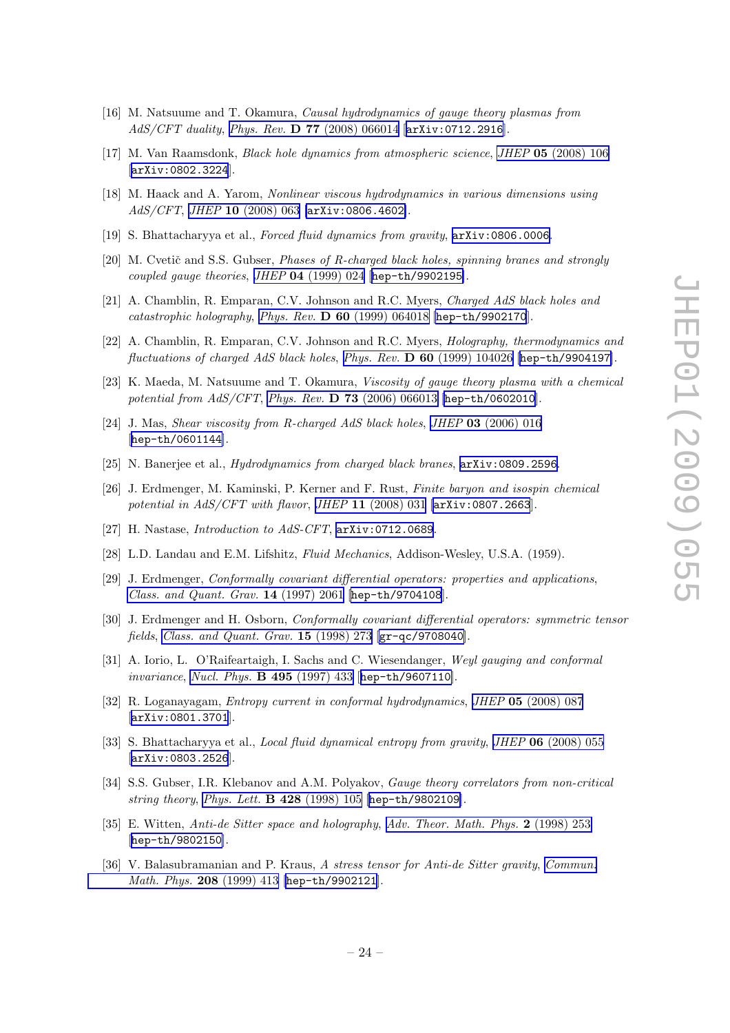[16] M. Natsuume and T. Okamura, *Causal hydrodynamics of gauge theory plasmas from AdS/CFT duality*, Phys. Rev. **D 77** (2008) 066014 [arXiv:0712.2916].

[17] M. Van Raamsdonk, *Black hole dynamics from atmospheric science*, JHEP **05** (2008) 106 [arXiv:0802.3224].

[18] M. Haack and A. Yarom, *Nonlinear viscous hydrodynamics in various dimensions using AdS/CFT*, JHEP **10** (2008) 063 [arXiv:0806.4602].

[19] S. Bhattacharyya et al., *Forced fluid dynamics from gravity*, arXiv:0806.0006.

[20] M. Cvetič and S.S. Gubser, *Phases of R-charged black holes, spinning branes and strongly coupled gauge theories*, JHEP **04** (1999) 024 [hep-th/9902195].

[21] A. Chamblin, R. Emparan, C.V. Johnson and R.C. Myers, *Charged AdS black holes and catastrophic holography*, Phys. Rev. **D 60** (1999) 064018 [hep-th/9902170].

[22] A. Chamblin, R. Emparan, C.V. Johnson and R.C. Myers, *Holography, thermodynamics and fluctuations of charged AdS black holes*, Phys. Rev. **D 60** (1999) 104026 [hep-th/9904197].

[23] K. Maeda, M. Natsuume and T. Okamura, *Viscosity of gauge theory plasma with a chemical potential from AdS/CFT*, Phys. Rev. **D 73** (2006) 066013 [hep-th/0602010].

[24] J. Mas, *Shear viscosity from R-charged AdS black holes*, JHEP **03** (2006) 016 [hep-th/0601144].

[25] N. Banerjee et al., *Hydrodynamics from charged black branes*, arXiv:0809.2596.

[26] J. Erdmenger, M. Kaminski, P. Kerner and F. Rust, *Finite baryon and isospin chemical potential in AdS/CFT with flavor*, JHEP **11** (2008) 031 [arXiv:0807.2663].

[27] H. Nastase, *Introduction to AdS-CFT*, arXiv:0712.0689.

[28] L.D. Landau and E.M. Lifshitz, *Fluid Mechanics*, Addison-Wesley, U.S.A. (1959).

[29] J. Erdmenger, *Conformally covariant differential operators: properties and applications*, Class. and Quant. Grav. **14** (1997) 2061 [hep-th/9704108].

[30] J. Erdmenger and H. Osborn, *Conformally covariant differential operators: symmetric tensor fields*, Class. and Quant. Grav. **15** (1998) 273 [gr-qc/9708040].

[31] A. Iorio, L. O'Raifeartaigh, I. Sachs and C. Wiesendanger, *Weyl gauging and conformal invariance*, Nucl. Phys. **B 495** (1997) 433 [hep-th/9607110].

[32] R. Loganayagam, *Entropy current in conformal hydrodynamics*, JHEP **05** (2008) 087 [arXiv:0801.3701].

[33] S. Bhattacharyya et al., *Local fluid dynamical entropy from gravity*, JHEP **06** (2008) 055 [arXiv:0803.2526].

[34] S.S. Gubser, I.R. Klebanov and A.M. Polyakov, *Gauge theory correlators from non-critical string theory*, Phys. Lett. **B 428** (1998) 105 [hep-th/9802109].

[35] E. Witten, *Anti-de Sitter space and holography*, Adv. Theor. Math. Phys. **2** (1998) 253 [hep-th/9802150].

[36] V. Balasubramanian and P. Kraus, *A stress tensor for Anti-de Sitter gravity*, Commun. Math. Phys. **208** (1999) 413 [hep-th/9902121].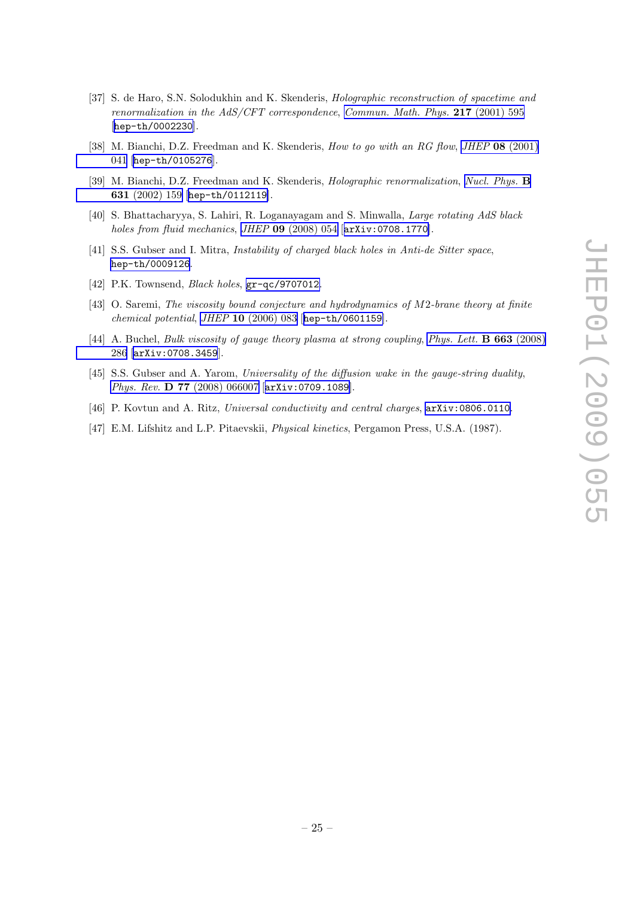[37] S. de Haro, S.N. Solodukhin and K. Skenderis, *Holographic reconstruction of spacetime and renormalization in the AdS/CFT correspondence*, *Commun. Math. Phys.* **217** (2001) 595 [hep-th/0002230].

[38] M. Bianchi, D.Z. Freedman and K. Skenderis, *How to go with an RG flow*, *JHEP* **08** (2001) 041 [hep-th/0105276].

[39] M. Bianchi, D.Z. Freedman and K. Skenderis, *Holographic renormalization*, *Nucl. Phys.* **B 631** (2002) 159 [hep-th/0112119].

[40] S. Bhattacharyya, S. Lahiri, R. Loganayagam and S. Minwalla, *Large rotating AdS black holes from fluid mechanics*, *JHEP* **09** (2008) 054 [arXiv:0708.1770].

[41] S.S. Gubser and I. Mitra, *Instability of charged black holes in Anti-de Sitter space*, hep-th/0009126.

[42] P.K. Townsend, *Black holes*, gr-qc/9707012.

[43] O. Saremi, *The viscosity bound conjecture and hydrodynamics of M2-brane theory at finite chemical potential*, *JHEP* **10** (2006) 083 [hep-th/0601159].

[44] A. Buchel, *Bulk viscosity of gauge theory plasma at strong coupling*, *Phys. Lett.* **B 663** (2008) 286 [arXiv:0708.3459].

[45] S.S. Gubser and A. Yarom, *Universality of the diffusion wake in the gauge-string duality*, *Phys. Rev.* **D 77** (2008) 066007 [arXiv:0709.1089].

[46] P. Kovtun and A. Ritz, *Universal conductivity and central charges*, arXiv:0806.0110.

[47] E.M. Lifshitz and L.P. Pitaevskii, *Physical kinetics*, Pergamon Press, U.S.A. (1987).